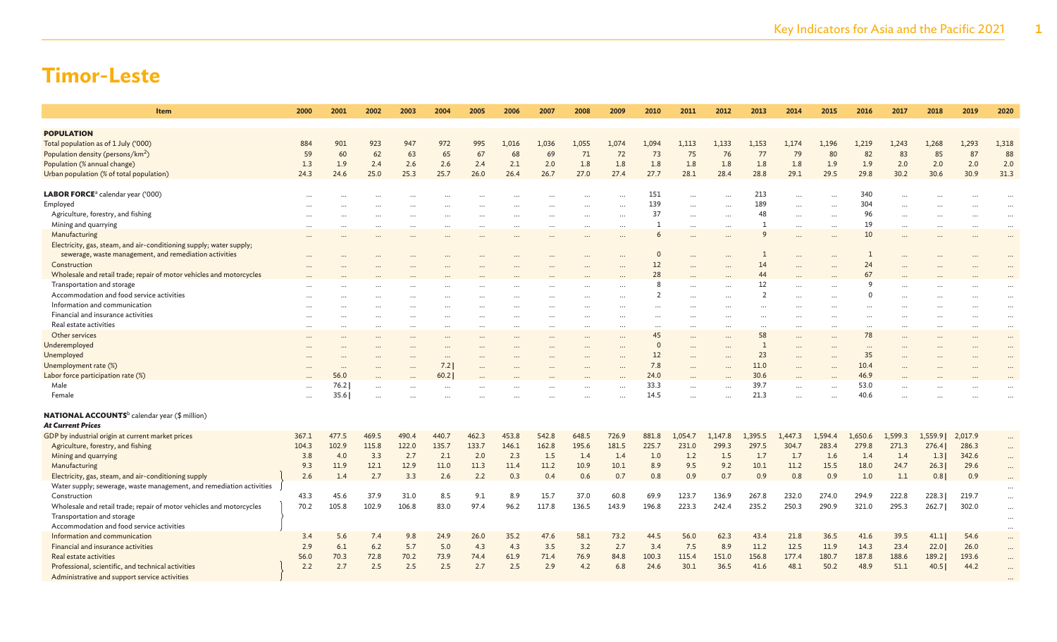# Timor-Leste

| Item | 2000 | 2001 | 2002 | 2003 | 2004 | 2005 | 2006 | 2007 | 2008 | 2009 | 2010 | 2011 | 2012 | 2013 | 2014 | 2015 | 2016 | 2017 | 2018 | 2019 | 2020 |
|---|---|---|---|---|---|---|---|---|---|---|---|---|---|---|---|---|---|---|---|---|---|
| **POPULATION** | | | | | | | | | | | | | | | | | | | | | |
| Total population as of 1 July ('000) | 884 | 901 | 923 | 947 | 972 | 995 | 1,016 | 1,036 | 1,055 | 1,074 | 1,094 | 1,113 | 1,133 | 1,153 | 1,174 | 1,196 | 1,219 | 1,243 | 1,268 | 1,293 | 1,318 |
| Population density (persons/km$^2$) | 59 | 60 | 62 | 63 | 65 | 67 | 68 | 69 | 71 | 72 | 73 | 75 | 76 | 77 | 79 | 80 | 82 | 83 | 85 | 87 | 88 |
| Population (% annual change) | 1.3 | 1.9 | 2.4 | 2.6 | 2.6 | 2.4 | 2.1 | 2.0 | 1.8 | 1.8 | 1.8 | 1.8 | 1.8 | 1.8 | 1.8 | 1.9 | 1.9 | 2.0 | 2.0 | 2.0 | 2.0 |
| Urban population (% of total population) | 24.3 | 24.6 | 25.0 | 25.3 | 25.7 | 26.0 | 26.4 | 26.7 | 27.0 | 27.4 | 27.7 | 28.1 | 28.4 | 28.8 | 29.1 | 29.5 | 29.8 | 30.2 | 30.6 | 30.9 | 31.3 |
| **LABOR FORCE**[a] calendar year ('000) | ... | ... | ... | ... | ... | ... | ... | ... | ... | ... | 151 | ... | ... | 213 | ... | ... | 340 | ... | ... | ... | ... |
| Employed | ... | ... | ... | ... | ... | ... | ... | ... | ... | ... | 139 | ... | ... | 189 | ... | ... | 304 | ... | ... | ... | ... |
| Agriculture, forestry, and fishing | ... | ... | ... | ... | ... | ... | ... | ... | ... | ... | 37 | ... | ... | 48 | ... | ... | 96 | ... | ... | ... | ... |
| Mining and quarrying | ... | ... | ... | ... | ... | ... | ... | ... | ... | ... | 1 | ... | ... | 1 | ... | ... | 19 | ... | ... | ... | ... |
| Manufacturing | ... | ... | ... | ... | ... | ... | ... | ... | ... | ... | 6 | ... | ... | 9 | ... | ... | 10 | ... | ... | ... | ... |
| Electricity, gas, steam, and air-conditioning supply; water supply; sewerage, waste management, and remediation activities | ... | ... | ... | ... | ... | ... | ... | ... | ... | ... | 0 | ... | ... | 1 | ... | ... | 1 | ... | ... | ... | ... |
| Construction | ... | ... | ... | ... | ... | ... | ... | ... | ... | ... | 12 | ... | ... | 14 | ... | ... | 24 | ... | ... | ... | ... |
| Wholesale and retail trade; repair of motor vehicles and motorcycles | ... | ... | ... | ... | ... | ... | ... | ... | ... | ... | 28 | ... | ... | 44 | ... | ... | 67 | ... | ... | ... | ... |
| Transportation and storage | ... | ... | ... | ... | ... | ... | ... | ... | ... | ... | 8 | ... | ... | 12 | ... | ... | 9 | ... | ... | ... | ... |
| Accommodation and food service activities | ... | ... | ... | ... | ... | ... | ... | ... | ... | ... | 2 | ... | ... | 2 | ... | ... | 0 | ... | ... | ... | ... |
| Information and communication | ... | ... | ... | ... | ... | ... | ... | ... | ... | ... | ... | ... | ... | ... | ... | ... | ... | ... | ... | ... | ... |
| Financial and insurance activities | ... | ... | ... | ... | ... | ... | ... | ... | ... | ... | ... | ... | ... | ... | ... | ... | ... | ... | ... | ... | ... |
| Real estate activities | ... | ... | ... | ... | ... | ... | ... | ... | ... | ... | ... | ... | ... | ... | ... | ... | ... | ... | ... | ... | ... |
| Other services | ... | ... | ... | ... | ... | ... | ... | ... | ... | ... | 45 | ... | ... | 58 | ... | ... | 78 | ... | ... | ... | ... |
| Underemployed | ... | ... | ... | ... | ... | ... | ... | ... | ... | ... | 0 | ... | ... | 1 | ... | ... | ... | ... | ... | ... | ... |
| Unemployed | ... | ... | ... | ... | ... | ... | ... | ... | ... | ... | 12 | ... | ... | 23 | ... | ... | 35 | ... | ... | ... | ... |
| Unemployment rate (%) | ... | ... | ... | ... | 7.2 \| | ... | ... | ... | ... | ... | 7.8 | ... | ... | 11.0 | ... | ... | 10.4 | ... | ... | ... | ... |
| Labor force participation rate (%) | ... | 56.0 | ... | ... | 60.2 \| | ... | ... | ... | ... | ... | 24.0 | ... | ... | 30.6 | ... | ... | 46.9 | ... | ... | ... | ... |
| Male | ... | 76.2 \| | ... | ... | ... | ... | ... | ... | ... | ... | 33.3 | ... | ... | 39.7 | ... | ... | 53.0 | ... | ... | ... | ... |
| Female | ... | 35.6 \| | ... | ... | ... | ... | ... | ... | ... | ... | 14.5 | ... | ... | 21.3 | ... | ... | 40.6 | ... | ... | ... | ... |
| **NATIONAL ACCOUNTS**[b] calendar year ($ million) | | | | | | | | | | | | | | | | | | | | | |
| ***At Current Prices*** | | | | | | | | | | | | | | | | | | | | | |
| GDP by industrial origin at current market prices | 367.1 | 477.5 | 469.5 | 490.4 | 440.7 | 462.3 | 453.8 | 542.8 | 648.5 | 726.9 | 881.8 | 1,054.7 | 1,147.8 | 1,395.5 | 1,447.3 | 1,594.4 | 1,650.6 | 1,599.3 | 1,559.9 \| | 2,017.9 | ... |
| Agriculture, forestry, and fishing | 104.3 | 102.9 | 115.8 | 122.0 | 135.7 | 133.7 | 146.1 | 162.8 | 195.6 | 181.5 | 225.7 | 231.0 | 299.3 | 297.5 | 304.7 | 283.4 | 279.8 | 271.3 | 276.4 \| | 286.3 | ... |
| Mining and quarrying | 3.8 | 4.0 | 3.3 | 2.7 | 2.1 | 2.0 | 2.3 | 1.5 | 1.4 | 1.4 | 1.0 | 1.2 | 1.5 | 1.7 | 1.7 | 1.6 | 1.4 | 1.4 | 1.3 \| | 342.6 | ... |
| Manufacturing | 9.3 | 11.9 | 12.1 | 12.9 | 11.0 | 11.3 | 11.4 | 11.2 | 10.9 | 10.1 | 8.9 | 9.5 | 9.2 | 10.1 | 11.2 | 15.5 | 18.0 | 24.7 | 26.3 \| | 29.6 | ... |
| Electricity, gas, steam, and air-conditioning supply | 2.6 | 1.4 | 2.7 | 3.3 | 2.6 | 2.2 | 0.3 | 0.4 | 0.6 | 0.7 | 0.8 | 0.9 | 0.7 | 0.9 | 0.8 | 0.9 | 1.0 | 1.1 | 0.8 \| | 0.9 | ... |
| Water supply; sewerage, waste management, and remediation activities | | | | | | | | | | | | | | | | | | | | | ... |
| Construction | 43.3 | 45.6 | 37.9 | 31.0 | 8.5 | 9.1 | 8.9 | 15.7 | 37.0 | 60.8 | 69.9 | 123.7 | 136.9 | 267.8 | 232.0 | 274.0 | 294.9 | 222.8 | 228.3 \| | 219.7 | ... |
| Wholesale and retail trade; repair of motor vehicles and motorcycles | 70.2 | 105.8 | 102.9 | 106.8 | 83.0 | 97.4 | 96.2 | 117.8 | 136.5 | 143.9 | 196.8 | 223.3 | 242.4 | 235.2 | 250.3 | 290.9 | 321.0 | 295.3 | 262.7 \| | 302.0 | ... |
| Transportation and storage | | | | | | | | | | | | | | | | | | | | | ... |
| Accommodation and food service activities | | | | | | | | | | | | | | | | | | | | | ... |
| Information and communication | 3.4 | 5.6 | 7.4 | 9.8 | 24.9 | 26.0 | 35.2 | 47.6 | 58.1 | 73.2 | 44.5 | 56.0 | 62.3 | 43.4 | 21.8 | 36.5 | 41.6 | 39.5 | 41.1 \| | 54.6 | ... |
| Financial and insurance activities | 2.9 | 6.1 | 6.2 | 5.7 | 5.0 | 4.3 | 4.3 | 3.5 | 3.2 | 2.7 | 3.4 | 7.5 | 8.9 | 11.2 | 12.5 | 11.9 | 14.3 | 23.4 | 22.0 \| | 26.0 | ... |
| Real estate activities | 56.0 | 70.3 | 72.8 | 70.2 | 73.9 | 74.4 | 61.9 | 71.4 | 76.9 | 84.8 | 100.3 | 115.4 | 151.0 | 156.8 | 177.4 | 180.7 | 187.8 | 188.6 | 189.2 \| | 193.6 | ... |
| Professional, scientific, and technical activities | 2.2 | 2.7 | 2.5 | 2.5 | 2.5 | 2.7 | 2.5 | 2.9 | 4.2 | 6.8 | 24.6 | 30.1 | 36.5 | 41.6 | 48.1 | 50.2 | 48.9 | 51.1 | 40.5 \| | 44.2 | ... |
| Administrative and support service activities | | | | | | | | | | | | | | | | | | | | | ... |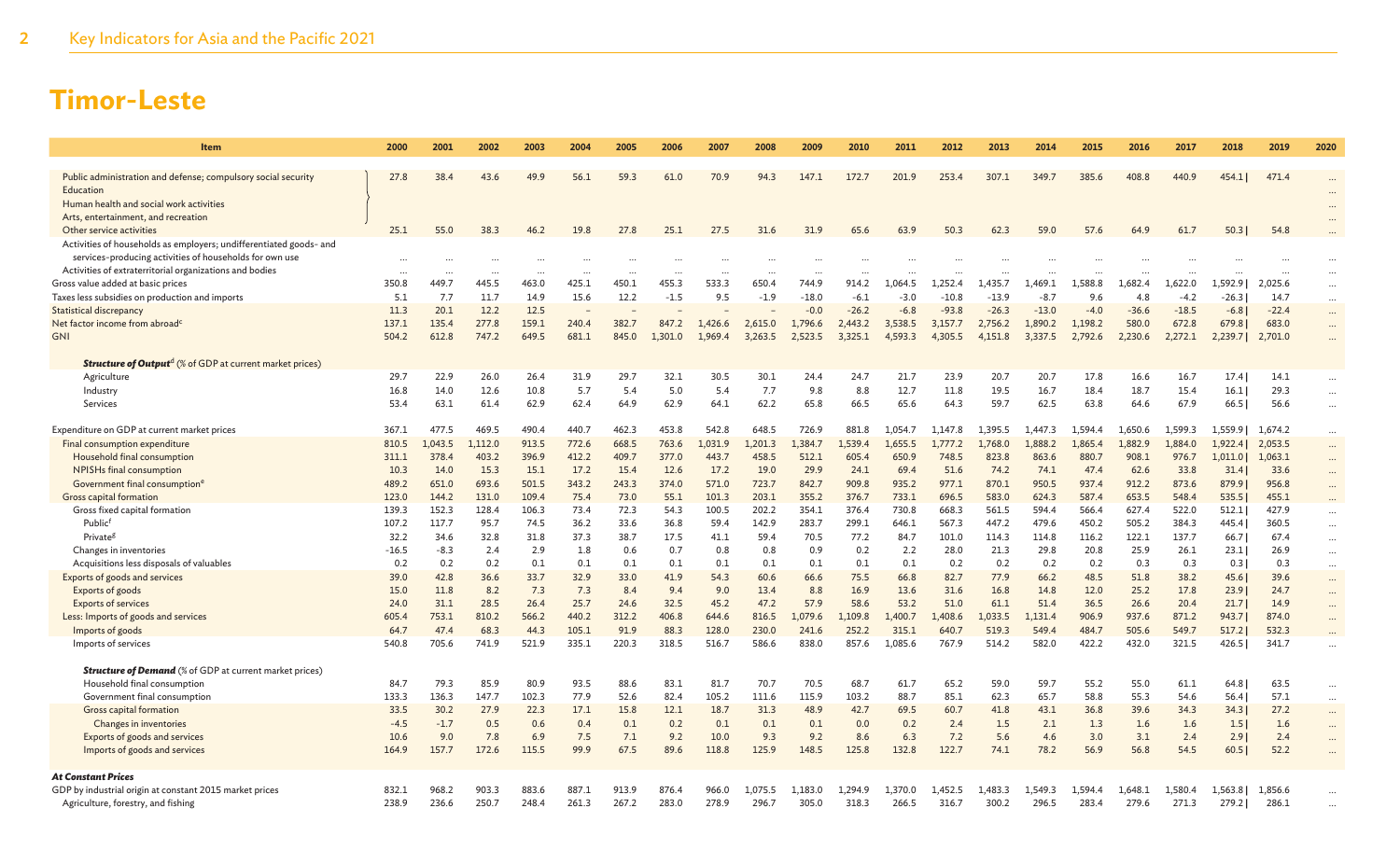# Timor-Leste

| Item | 2000 | 2001 | 2002 | 2003 | 2004 | 2005 | 2006 | 2007 | 2008 | 2009 | 2010 | 2011 | 2012 | 2013 | 2014 | 2015 | 2016 | 2017 | 2018 | 2019 | 2020 |
|---|---|---|---|---|---|---|---|---|---|---|---|---|---|---|---|---|---|---|---|---|---|
| Public administration and defense; compulsory social security / Education / Human health and social work activities / Arts, entertainment, and recreation | 27.8 | 38.4 | 43.6 | 49.9 | 56.1 | 59.3 | 61.0 | 70.9 | 94.3 | 147.1 | 172.7 | 201.9 | 253.4 | 307.1 | 349.7 | 385.6 | 408.8 | 440.9 | 454.1 | 471.4 | ... |
| Other service activities | 25.1 | 55.0 | 38.3 | 46.2 | 19.8 | 27.8 | 25.1 | 27.5 | 31.6 | 31.9 | 65.6 | 63.9 | 50.3 | 62.3 | 59.0 | 57.6 | 64.9 | 61.7 | 50.3 | 54.8 | ... |
| Activities of households as employers; undifferentiated goods- and services-producing activities of households for own use | ... | ... | ... | ... | ... | ... | ... | ... | ... | ... | ... | ... | ... | ... | ... | ... | ... | ... | ... | ... | ... |
| Activities of extraterritorial organizations and bodies | ... | ... | ... | ... | ... | ... | ... | ... | ... | ... | ... | ... | ... | ... | ... | ... | ... | ... | ... | ... | ... |
| Gross value added at basic prices | 350.8 | 449.7 | 445.5 | 463.0 | 425.1 | 450.1 | 455.3 | 533.3 | 650.4 | 744.9 | 914.2 | 1,064.5 | 1,252.4 | 1,435.7 | 1,469.1 | 1,588.8 | 1,682.4 | 1,622.0 | 1,592.9 | 2,025.6 | ... |
| Taxes less subsidies on production and imports | 5.1 | 7.7 | 11.7 | 14.9 | 15.6 | 12.2 | -1.5 | 9.5 | -1.9 | -18.0 | -6.1 | -3.0 | -10.8 | -13.9 | -8.7 | 9.6 | 4.8 | -4.2 | -26.3 | 14.7 | ... |
| Statistical discrepancy | 11.3 | 20.1 | 12.2 | 12.5 | – | – | – | – | – | -0.0 | -26.2 | -6.8 | -93.8 | -26.3 | -13.0 | -4.0 | -36.6 | -18.5 | -6.8 | -22.4 | ... |
| Net factor income from abroad[c] | 137.1 | 135.4 | 277.8 | 159.1 | 240.4 | 382.7 | 847.2 | 1,426.6 | 2,615.0 | 1,796.6 | 2,443.2 | 3,538.5 | 3,157.7 | 2,756.2 | 1,890.2 | 1,198.2 | 580.0 | 672.8 | 679.8 | 683.0 | ... |
| GNI | 504.2 | 612.8 | 747.2 | 649.5 | 681.1 | 845.0 | 1,301.0 | 1,969.4 | 3,263.5 | 2,523.5 | 3,325.1 | 4,593.3 | 4,305.5 | 4,151.8 | 3,337.5 | 2,792.6 | 2,230.6 | 2,272.1 | 2,239.7 | 2,701.0 | ... |
| ***Structure of Output***[d] (% of GDP at current market prices) | | | | | | | | | | | | | | | | | | | | | |
| Agriculture | 29.7 | 22.9 | 26.0 | 26.4 | 31.9 | 29.7 | 32.1 | 30.5 | 30.1 | 24.4 | 24.7 | 21.7 | 23.9 | 20.7 | 20.7 | 17.8 | 16.6 | 16.7 | 17.4 | 14.1 | ... |
| Industry | 16.8 | 14.0 | 12.6 | 10.8 | 5.7 | 5.4 | 5.0 | 5.4 | 7.7 | 9.8 | 8.8 | 12.7 | 11.8 | 19.5 | 16.7 | 18.4 | 18.7 | 15.4 | 16.1 | 29.3 | ... |
| Services | 53.4 | 63.1 | 61.4 | 62.9 | 62.4 | 64.9 | 62.9 | 64.1 | 62.2 | 65.8 | 66.5 | 65.6 | 64.3 | 59.7 | 62.5 | 63.8 | 64.6 | 67.9 | 66.5 | 56.6 | ... |
| Expenditure on GDP at current market prices | 367.1 | 477.5 | 469.5 | 490.4 | 440.7 | 462.3 | 453.8 | 542.8 | 648.5 | 726.9 | 881.8 | 1,054.7 | 1,147.8 | 1,395.5 | 1,447.3 | 1,594.4 | 1,650.6 | 1,599.3 | 1,559.9 | 1,674.2 | ... |
| Final consumption expenditure | 810.5 | 1,043.5 | 1,112.0 | 913.5 | 772.6 | 668.5 | 763.6 | 1,031.9 | 1,201.3 | 1,384.7 | 1,539.4 | 1,655.5 | 1,777.2 | 1,768.0 | 1,888.2 | 1,865.4 | 1,882.9 | 1,884.0 | 1,922.4 | 2,053.5 | ... |
| Household final consumption | 311.1 | 378.4 | 403.2 | 396.9 | 412.2 | 409.7 | 377.0 | 443.7 | 458.5 | 512.1 | 605.4 | 650.9 | 748.5 | 823.8 | 863.6 | 880.7 | 908.1 | 976.7 | 1,011.0 | 1,063.1 | ... |
| NPISHs final consumption | 10.3 | 14.0 | 15.3 | 15.1 | 17.2 | 15.4 | 12.6 | 17.2 | 19.0 | 29.9 | 24.1 | 69.4 | 51.6 | 74.2 | 74.1 | 47.4 | 62.6 | 33.8 | 31.4 | 33.6 | ... |
| Government final consumption[e] | 489.2 | 651.0 | 693.6 | 501.5 | 343.2 | 243.3 | 374.0 | 571.0 | 723.7 | 842.7 | 909.8 | 935.2 | 977.1 | 870.1 | 950.5 | 937.4 | 912.2 | 873.6 | 879.9 | 956.8 | ... |
| Gross capital formation | 123.0 | 144.2 | 131.0 | 109.4 | 75.4 | 73.0 | 55.1 | 101.3 | 203.1 | 355.2 | 376.7 | 733.1 | 696.5 | 583.0 | 624.3 | 587.4 | 653.5 | 548.4 | 535.5 | 455.1 | ... |
| Gross fixed capital formation | 139.3 | 152.3 | 128.4 | 106.3 | 73.4 | 72.3 | 54.3 | 100.5 | 202.2 | 354.1 | 376.4 | 730.8 | 668.3 | 561.5 | 594.4 | 566.4 | 627.4 | 522.0 | 512.1 | 427.9 | ... |
| Public[f] | 107.2 | 117.7 | 95.7 | 74.5 | 36.2 | 33.6 | 36.8 | 59.4 | 142.9 | 283.7 | 299.1 | 646.1 | 567.3 | 447.2 | 479.6 | 450.2 | 505.2 | 384.3 | 445.4 | 360.5 | ... |
| Private[g] | 32.2 | 34.6 | 32.8 | 31.8 | 37.3 | 38.7 | 17.5 | 41.1 | 59.4 | 70.5 | 77.2 | 84.7 | 101.0 | 114.3 | 114.8 | 116.2 | 122.1 | 137.7 | 66.7 | 67.4 | ... |
| Changes in inventories | -16.5 | -8.3 | 2.4 | 2.9 | 1.8 | 0.6 | 0.7 | 0.8 | 0.8 | 0.9 | 0.2 | 2.2 | 28.0 | 21.3 | 29.8 | 20.8 | 25.9 | 26.1 | 23.1 | 26.9 | ... |
| Acquisitions less disposals of valuables | 0.2 | 0.2 | 0.2 | 0.1 | 0.1 | 0.1 | 0.1 | 0.1 | 0.1 | 0.1 | 0.1 | 0.1 | 0.2 | 0.2 | 0.2 | 0.2 | 0.3 | 0.3 | 0.3 | 0.3 | ... |
| Exports of goods and services | 39.0 | 42.8 | 36.6 | 33.7 | 32.9 | 33.0 | 41.9 | 54.3 | 60.6 | 66.6 | 75.5 | 66.8 | 82.7 | 77.9 | 66.2 | 48.5 | 51.8 | 38.2 | 45.6 | 39.6 | ... |
| Exports of goods | 15.0 | 11.8 | 8.2 | 7.3 | 7.3 | 8.4 | 9.4 | 9.0 | 13.4 | 8.8 | 16.9 | 13.6 | 31.6 | 16.8 | 14.8 | 12.0 | 25.2 | 17.8 | 23.9 | 24.7 | ... |
| Exports of services | 24.0 | 31.1 | 28.5 | 26.4 | 25.7 | 24.6 | 32.5 | 45.2 | 47.2 | 57.9 | 58.6 | 53.2 | 51.0 | 61.1 | 51.4 | 36.5 | 26.6 | 20.4 | 21.7 | 14.9 | ... |
| Less: Imports of goods and services | 605.4 | 753.1 | 810.2 | 566.2 | 440.2 | 312.2 | 406.8 | 644.6 | 816.5 | 1,079.6 | 1,109.8 | 1,400.7 | 1,408.6 | 1,033.5 | 1,131.4 | 906.9 | 937.6 | 871.2 | 943.7 | 874.0 | ... |
| Imports of goods | 64.7 | 47.4 | 68.3 | 44.3 | 105.1 | 91.9 | 88.3 | 128.0 | 230.0 | 241.6 | 252.2 | 315.1 | 640.7 | 519.3 | 549.4 | 484.7 | 505.6 | 549.7 | 517.2 | 532.3 | ... |
| Imports of services | 540.8 | 705.6 | 741.9 | 521.9 | 335.1 | 220.3 | 318.5 | 516.7 | 586.6 | 838.0 | 857.6 | 1,085.6 | 767.9 | 514.2 | 582.0 | 422.2 | 432.0 | 321.5 | 426.5 | 341.7 | ... |
| ***Structure of Demand*** (% of GDP at current market prices) | | | | | | | | | | | | | | | | | | | | | |
| Household final consumption | 84.7 | 79.3 | 85.9 | 80.9 | 93.5 | 88.6 | 83.1 | 81.7 | 70.7 | 70.5 | 68.7 | 61.7 | 65.2 | 59.0 | 59.7 | 55.2 | 55.0 | 61.1 | 64.8 | 63.5 | ... |
| Government final consumption | 133.3 | 136.3 | 147.7 | 102.3 | 77.9 | 52.6 | 82.4 | 105.2 | 111.6 | 115.9 | 103.2 | 88.7 | 85.1 | 62.3 | 65.7 | 58.8 | 55.3 | 54.6 | 56.4 | 57.1 | ... |
| Gross capital formation | 33.5 | 30.2 | 27.9 | 22.3 | 17.1 | 15.8 | 12.1 | 18.7 | 31.3 | 48.9 | 42.7 | 69.5 | 60.7 | 41.8 | 43.1 | 36.8 | 39.6 | 34.3 | 34.3 | 27.2 | ... |
| Changes in inventories | -4.5 | -1.7 | 0.5 | 0.6 | 0.4 | 0.1 | 0.2 | 0.1 | 0.1 | 0.1 | 0.0 | 0.2 | 2.4 | 1.5 | 2.1 | 1.3 | 1.6 | 1.6 | 1.5 | 1.6 | ... |
| Exports of goods and services | 10.6 | 9.0 | 7.8 | 6.9 | 7.5 | 7.1 | 9.2 | 10.0 | 9.3 | 9.2 | 8.6 | 6.3 | 7.2 | 5.6 | 4.6 | 3.0 | 3.1 | 2.4 | 2.9 | 2.4 | ... |
| Imports of goods and services | 164.9 | 157.7 | 172.6 | 115.5 | 99.9 | 67.5 | 89.6 | 118.8 | 125.9 | 148.5 | 125.8 | 132.8 | 122.7 | 74.1 | 78.2 | 56.9 | 56.8 | 54.5 | 60.5 | 52.2 | ... |
| ***At Constant Prices*** | | | | | | | | | | | | | | | | | | | | | |
| GDP by industrial origin at constant 2015 market prices | 832.1 | 968.2 | 903.3 | 883.6 | 887.1 | 913.9 | 876.4 | 966.0 | 1,075.5 | 1,183.0 | 1,294.9 | 1,370.0 | 1,452.5 | 1,483.3 | 1,549.3 | 1,594.4 | 1,648.1 | 1,580.4 | 1,563.8 | 1,856.6 | ... |
| Agriculture, forestry, and fishing | 238.9 | 236.6 | 250.7 | 248.4 | 261.3 | 267.2 | 283.0 | 278.9 | 296.7 | 305.0 | 318.3 | 266.5 | 316.7 | 300.2 | 296.5 | 283.4 | 279.6 | 271.3 | 279.2 | 286.1 | ... |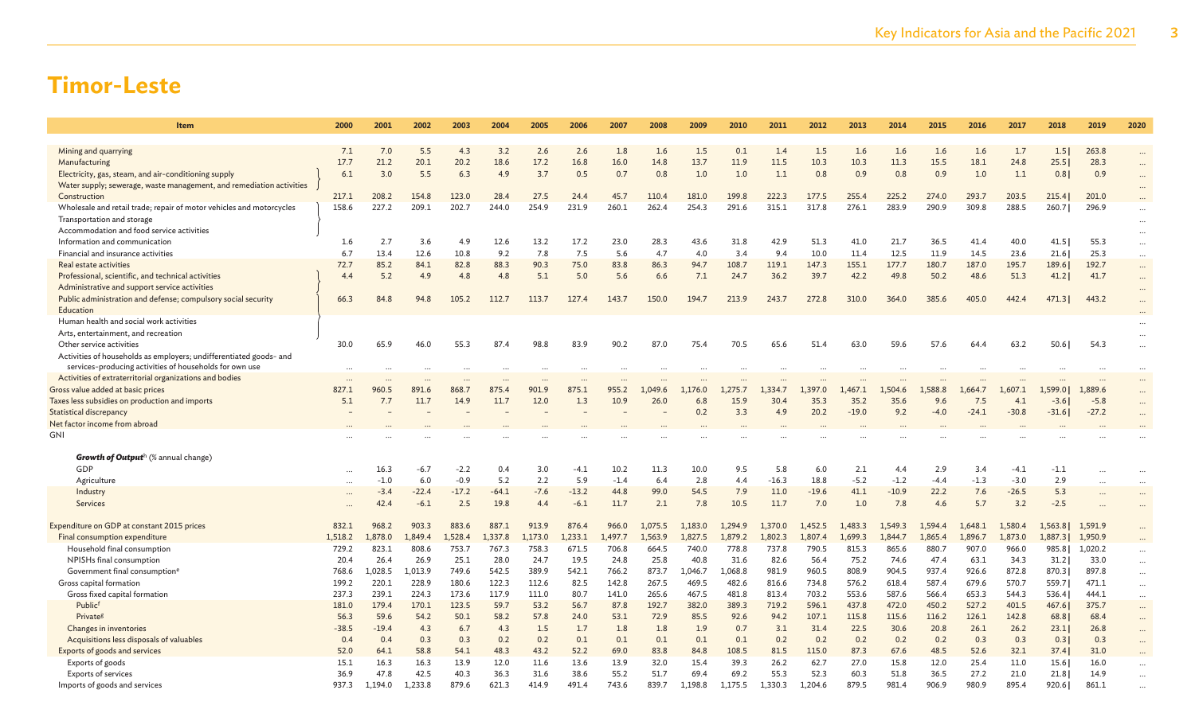# Timor-Leste

| Item | 2000 | 2001 | 2002 | 2003 | 2004 | 2005 | 2006 | 2007 | 2008 | 2009 | 2010 | 2011 | 2012 | 2013 | 2014 | 2015 | 2016 | 2017 | 2018 | 2019 | 2020 |
|---|---|---|---|---|---|---|---|---|---|---|---|---|---|---|---|---|---|---|---|---|---|
| Mining and quarrying | 7.1 | 7.0 | 5.5 | 4.3 | 3.2 | 2.6 | 2.6 | 1.8 | 1.6 | 1.5 | 0.1 | 1.4 | 1.5 | 1.6 | 1.6 | 1.6 | 1.6 | 1.7 | 1.5 \| | 263.8 | ... |
| Manufacturing | 17.7 | 21.2 | 20.1 | 20.2 | 18.6 | 17.2 | 16.8 | 16.0 | 14.8 | 13.7 | 11.9 | 11.5 | 10.3 | 10.3 | 11.3 | 15.5 | 18.1 | 24.8 | 25.5 \| | 28.3 | ... |
| Electricity, gas, steam, and air-conditioning supply / Water supply; sewerage, waste management, and remediation activities | 6.1 | 3.0 | 5.5 | 6.3 | 4.9 | 3.7 | 0.5 | 0.7 | 0.8 | 1.0 | 1.0 | 1.1 | 0.8 | 0.9 | 0.8 | 0.9 | 1.0 | 1.1 | 0.8 \| | 0.9 | ... |
| Construction | 217.1 | 208.2 | 154.8 | 123.0 | 28.4 | 27.5 | 24.4 | 45.7 | 110.4 | 181.0 | 199.8 | 222.3 | 177.5 | 255.4 | 225.2 | 274.0 | 293.7 | 203.5 | 215.4 \| | 201.0 | ... |
| Wholesale and retail trade; repair of motor vehicles and motorcycles / Transportation and storage / Accommodation and food service activities | 158.6 | 227.2 | 209.1 | 202.7 | 244.0 | 254.9 | 231.9 | 260.1 | 262.4 | 254.3 | 291.6 | 315.1 | 317.8 | 276.1 | 283.9 | 290.9 | 309.8 | 288.5 | 260.7 \| | 296.9 | ... |
| Information and communication | 1.6 | 2.7 | 3.6 | 4.9 | 12.6 | 13.2 | 17.2 | 23.0 | 28.3 | 43.6 | 31.8 | 42.9 | 51.3 | 41.0 | 21.7 | 36.5 | 41.4 | 40.0 | 41.5 \| | 55.3 | ... |
| Financial and insurance activities | 6.7 | 13.4 | 12.6 | 10.8 | 9.2 | 7.8 | 7.5 | 5.6 | 4.7 | 4.0 | 3.4 | 9.4 | 10.0 | 11.4 | 12.5 | 11.9 | 14.5 | 23.6 | 21.6 \| | 25.3 | ... |
| Real estate activities | 72.7 | 85.2 | 84.1 | 82.8 | 88.3 | 90.3 | 75.0 | 83.8 | 86.3 | 94.7 | 108.7 | 119.1 | 147.3 | 155.1 | 177.7 | 180.7 | 187.0 | 195.7 | 189.6 \| | 192.7 | ... |
| Professional, scientific, and technical activities / Administrative and support service activities | 4.4 | 5.2 | 4.9 | 4.8 | 4.8 | 5.1 | 5.0 | 5.6 | 6.6 | 7.1 | 24.7 | 36.2 | 39.7 | 42.2 | 49.8 | 50.2 | 48.6 | 51.3 | 41.2 \| | 41.7 | ... |
| Public administration and defense; compulsory social security / Education / Human health and social work activities / Arts, entertainment, and recreation | 66.3 | 84.8 | 94.8 | 105.2 | 112.7 | 113.7 | 127.4 | 143.7 | 150.0 | 194.7 | 213.9 | 243.7 | 272.8 | 310.0 | 364.0 | 385.6 | 405.0 | 442.4 | 471.3 \| | 443.2 | ... |
| Other service activities | 30.0 | 65.9 | 46.0 | 55.3 | 87.4 | 98.8 | 83.9 | 90.2 | 87.0 | 75.4 | 70.5 | 65.6 | 51.4 | 63.0 | 59.6 | 57.6 | 64.4 | 63.2 | 50.6 \| | 54.3 | ... |
| Activities of households as employers; undifferentiated goods- and services-producing activities of households for own use | ... | ... | ... | ... | ... | ... | ... | ... | ... | ... | ... | ... | ... | ... | ... | ... | ... | ... | ... | ... | ... |
| Activities of extraterritorial organizations and bodies | ... | ... | ... | ... | ... | ... | ... | ... | ... | ... | ... | ... | ... | ... | ... | ... | ... | ... | ... | ... | ... |
| Gross value added at basic prices | 827.1 | 960.5 | 891.6 | 868.7 | 875.4 | 901.9 | 875.1 | 955.2 | 1,049.6 | 1,176.0 | 1,275.7 | 1,334.7 | 1,397.0 | 1,467.1 | 1,504.6 | 1,588.8 | 1,664.7 | 1,607.1 | 1,599.0 \| | 1,889.6 | ... |
| Taxes less subsidies on production and imports | 5.1 | 7.7 | 11.7 | 14.9 | 11.7 | 12.0 | 1.3 | 10.9 | 26.0 | 6.8 | 15.9 | 30.4 | 35.3 | 35.2 | 35.6 | 9.6 | 7.5 | 4.1 | -3.6 \| | -5.8 | ... |
| Statistical discrepancy | – | – | – | – | – | – | – | – | – | 0.2 | 3.3 | 4.9 | 20.2 | -19.0 | 9.2 | -4.0 | -24.1 | -30.8 | -31.6 \| | -27.2 | ... |
| Net factor income from abroad | ... | ... | ... | ... | ... | ... | ... | ... | ... | ... | ... | ... | ... | ... | ... | ... | ... | ... | ... | ... | ... |
| GNI | ... | ... | ... | ... | ... | ... | ... | ... | ... | ... | ... | ... | ... | ... | ... | ... | ... | ... | ... | ... | ... |
| ***Growth of Output***[h] (% annual change) | | | | | | | | | | | | | | | | | | | | | |
| GDP | ... | 16.3 | -6.7 | -2.2 | 0.4 | 3.0 | -4.1 | 10.2 | 11.3 | 10.0 | 9.5 | 5.8 | 6.0 | 2.1 | 4.4 | 2.9 | 3.4 | -4.1 | -1.1 | ... | ... |
| Agriculture | ... | -1.0 | 6.0 | -0.9 | 5.2 | 2.2 | 5.9 | -1.4 | 6.4 | 2.8 | 4.4 | -16.3 | 18.8 | -5.2 | -1.2 | -4.4 | -1.3 | -3.0 | 2.9 | ... | ... |
| Industry | ... | -3.4 | -22.4 | -17.2 | -64.1 | -7.6 | -13.2 | 44.8 | 99.0 | 54.5 | 7.9 | 11.0 | -19.6 | 41.1 | -10.9 | 22.2 | 7.6 | -26.5 | 5.3 | ... | ... |
| Services | ... | 42.4 | -6.1 | 2.5 | 19.8 | 4.4 | -6.1 | 11.7 | 2.1 | 7.8 | 10.5 | 11.7 | 7.0 | 1.0 | 7.8 | 4.6 | 5.7 | 3.2 | -2.5 | ... | ... |
| Expenditure on GDP at constant 2015 prices | 832.1 | 968.2 | 903.3 | 883.6 | 887.1 | 913.9 | 876.4 | 966.0 | 1,075.5 | 1,183.0 | 1,294.9 | 1,370.0 | 1,452.5 | 1,483.3 | 1,549.3 | 1,594.4 | 1,648.1 | 1,580.4 | 1,563.8 \| | 1,591.9 | ... |
| Final consumption expenditure | 1,518.2 | 1,878.0 | 1,849.4 | 1,528.4 | 1,337.8 | 1,173.0 | 1,233.1 | 1,497.7 | 1,563.9 | 1,827.5 | 1,879.2 | 1,802.3 | 1,807.4 | 1,699.3 | 1,844.7 | 1,865.4 | 1,896.7 | 1,873.0 | 1,887.3 \| | 1,950.9 | ... |
| Household final consumption | 729.2 | 823.1 | 808.6 | 753.7 | 767.3 | 758.3 | 671.5 | 706.8 | 664.5 | 740.0 | 778.8 | 737.8 | 790.5 | 815.3 | 865.6 | 880.7 | 907.0 | 966.0 | 985.8 \| | 1,020.2 | ... |
| NPISHs final consumption | 20.4 | 26.4 | 26.9 | 25.1 | 28.0 | 24.7 | 19.5 | 24.8 | 25.8 | 40.8 | 31.6 | 82.6 | 56.4 | 75.2 | 74.6 | 47.4 | 63.1 | 34.3 | 31.2 \| | 33.0 | ... |
| Government final consumption[e] | 768.6 | 1,028.5 | 1,013.9 | 749.6 | 542.5 | 389.9 | 542.1 | 766.2 | 873.7 | 1,046.7 | 1,068.8 | 981.9 | 960.5 | 808.9 | 904.5 | 937.4 | 926.6 | 872.8 | 870.3 \| | 897.8 | ... |
| Gross capital formation | 199.2 | 220.1 | 228.9 | 180.6 | 122.3 | 112.6 | 82.5 | 142.8 | 267.5 | 469.5 | 482.6 | 816.6 | 734.8 | 576.2 | 618.4 | 587.4 | 679.6 | 570.7 | 559.7 \| | 471.1 | ... |
| Gross fixed capital formation | 237.3 | 239.1 | 224.3 | 173.6 | 117.9 | 111.0 | 80.7 | 141.0 | 265.6 | 467.5 | 481.8 | 813.4 | 703.2 | 553.6 | 587.6 | 566.4 | 653.3 | 544.3 | 536.4 \| | 444.1 | ... |
| Public[f] | 181.0 | 179.4 | 170.1 | 123.5 | 59.7 | 53.2 | 56.7 | 87.8 | 192.7 | 382.0 | 389.3 | 719.2 | 596.1 | 437.8 | 472.0 | 450.2 | 527.2 | 401.5 | 467.6 \| | 375.7 | ... |
| Private[g] | 56.3 | 59.6 | 54.2 | 50.1 | 58.2 | 57.8 | 24.0 | 53.1 | 72.9 | 85.5 | 92.6 | 94.2 | 107.1 | 115.8 | 115.6 | 116.2 | 126.1 | 142.8 | 68.8 \| | 68.4 | ... |
| Changes in inventories | -38.5 | -19.4 | 4.3 | 6.7 | 4.3 | 1.5 | 1.7 | 1.8 | 1.8 | 1.9 | 0.7 | 3.1 | 31.4 | 22.5 | 30.6 | 20.8 | 26.1 | 26.2 | 23.1 \| | 26.8 | ... |
| Acquisitions less disposals of valuables | 0.4 | 0.4 | 0.3 | 0.3 | 0.2 | 0.2 | 0.1 | 0.1 | 0.1 | 0.1 | 0.1 | 0.2 | 0.2 | 0.2 | 0.2 | 0.2 | 0.3 | 0.3 | 0.3 \| | 0.3 | ... |
| Exports of goods and services | 52.0 | 64.1 | 58.8 | 54.1 | 48.3 | 43.2 | 52.2 | 69.0 | 83.8 | 84.8 | 108.5 | 81.5 | 115.0 | 87.3 | 67.6 | 48.5 | 52.6 | 32.1 | 37.4 \| | 31.0 | ... |
| Exports of goods | 15.1 | 16.3 | 16.3 | 13.9 | 12.0 | 11.6 | 13.6 | 13.9 | 32.0 | 15.4 | 39.3 | 26.2 | 62.7 | 27.0 | 15.8 | 12.0 | 25.4 | 11.0 | 15.6 \| | 16.0 | ... |
| Exports of services | 36.9 | 47.8 | 42.5 | 40.3 | 36.3 | 31.6 | 38.6 | 55.2 | 51.7 | 69.4 | 69.2 | 55.3 | 52.3 | 60.3 | 51.8 | 36.5 | 27.2 | 21.0 | 21.8 \| | 14.9 | ... |
| Imports of goods and services | 937.3 | 1,194.0 | 1,233.8 | 879.6 | 621.3 | 414.9 | 491.4 | 743.6 | 839.7 | 1,198.8 | 1,175.5 | 1,330.3 | 1,204.6 | 879.5 | 981.4 | 906.9 | 980.9 | 895.4 | 920.6 \| | 861.1 | ... |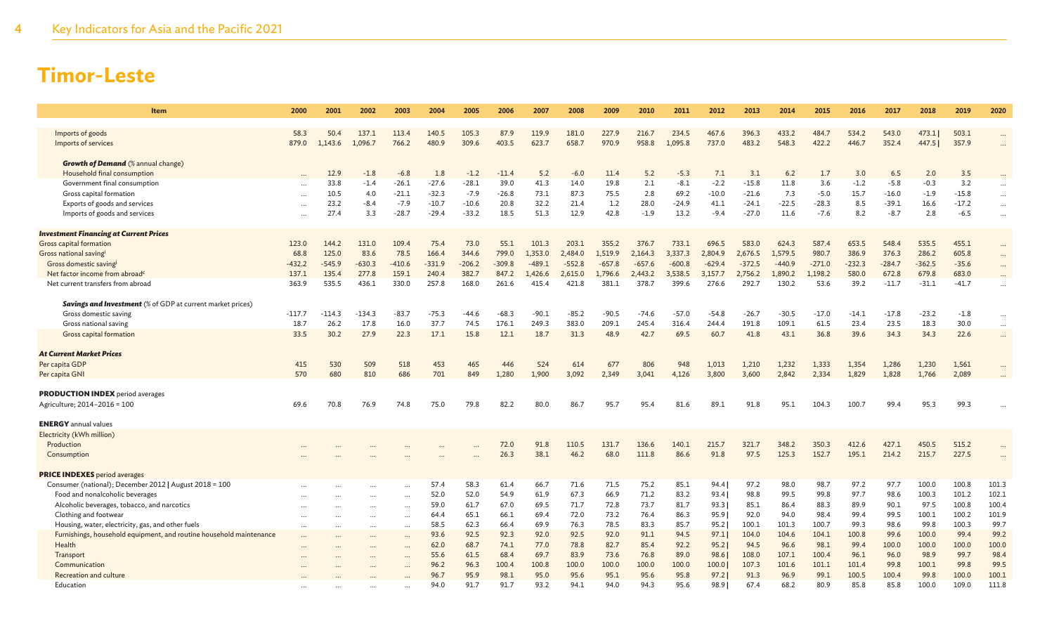# Timor-Leste

| Item | 2000 | 2001 | 2002 | 2003 | 2004 | 2005 | 2006 | 2007 | 2008 | 2009 | 2010 | 2011 | 2012 | 2013 | 2014 | 2015 | 2016 | 2017 | 2018 | 2019 | 2020 |
|---|---|---|---|---|---|---|---|---|---|---|---|---|---|---|---|---|---|---|---|---|---|
| Imports of goods | 58.3 | 50.4 | 137.1 | 113.4 | 140.5 | 105.3 | 87.9 | 119.9 | 181.0 | 227.9 | 216.7 | 234.5 | 467.6 | 396.3 | 433.2 | 484.7 | 534.2 | 543.0 | 473.1 \| | 503.1 | ... |
| Imports of services | 879.0 | 1,143.6 | 1,096.7 | 766.2 | 480.9 | 309.6 | 403.5 | 623.7 | 658.7 | 970.9 | 958.8 | 1,095.8 | 737.0 | 483.2 | 548.3 | 422.2 | 446.7 | 352.4 | 447.5 \| | 357.9 | ... |
| ***Growth of Demand*** (% annual change) | | | | | | | | | | | | | | | | | | | | | |
| Household final consumption | ... | 12.9 | -1.8 | -6.8 | 1.8 | -1.2 | -11.4 | 5.2 | -6.0 | 11.4 | 5.2 | -5.3 | 7.1 | 3.1 | 6.2 | 1.7 | 3.0 | 6.5 | 2.0 | 3.5 | ... |
| Government final consumption | ... | 33.8 | -1.4 | -26.1 | -27.6 | -28.1 | 39.0 | 41.3 | 14.0 | 19.8 | 2.1 | -8.1 | -2.2 | -15.8 | 11.8 | 3.6 | -1.2 | -5.8 | -0.3 | 3.2 | ... |
| Gross capital formation | ... | 10.5 | 4.0 | -21.1 | -32.3 | -7.9 | -26.8 | 73.1 | 87.3 | 75.5 | 2.8 | 69.2 | -10.0 | -21.6 | 7.3 | -5.0 | 15.7 | -16.0 | -1.9 | -15.8 | ... |
| Exports of goods and services | ... | 23.2 | -8.4 | -7.9 | -10.7 | -10.6 | 20.8 | 32.2 | 21.4 | 1.2 | 28.0 | -24.9 | 41.1 | -24.1 | -22.5 | -28.3 | 8.5 | -39.1 | 16.6 | -17.2 | ... |
| Imports of goods and services | ... | 27.4 | 3.3 | -28.7 | -29.4 | -33.2 | 18.5 | 51.3 | 12.9 | 42.8 | -1.9 | 13.2 | -9.4 | -27.0 | 11.6 | -7.6 | 8.2 | -8.7 | 2.8 | -6.5 | ... |
| ***Investment Financing at Current Prices*** | | | | | | | | | | | | | | | | | | | | | |
| Gross capital formation | 123.0 | 144.2 | 131.0 | 109.4 | 75.4 | 73.0 | 55.1 | 101.3 | 203.1 | 355.2 | 376.7 | 733.1 | 696.5 | 583.0 | 624.3 | 587.4 | 653.5 | 548.4 | 535.5 | 455.1 | ... |
| Gross national saving[j] | 68.8 | 125.0 | 83.6 | 78.5 | 166.4 | 344.6 | 799.0 | 1,353.0 | 2,484.0 | 1,519.9 | 2,164.3 | 3,337.3 | 2,804.9 | 2,676.5 | 1,579.5 | 980.7 | 386.9 | 376.3 | 286.2 | 605.8 | ... |
| Gross domestic saving[j] | -432.2 | -545.9 | -630.3 | -410.6 | -331.9 | -206.2 | -309.8 | -489.1 | -552.8 | -657.8 | -657.6 | -600.8 | -629.4 | -372.5 | -440.9 | -271.0 | -232.3 | -284.7 | -362.5 | -35.6 | ... |
| Net factor income from abroad[c] | 137.1 | 135.4 | 277.8 | 159.1 | 240.4 | 382.7 | 847.2 | 1,426.6 | 2,615.0 | 1,796.6 | 2,443.2 | 3,538.5 | 3,157.7 | 2,756.2 | 1,890.2 | 1,198.2 | 580.0 | 672.8 | 679.8 | 683.0 | ... |
| Net current transfers from abroad | 363.9 | 535.5 | 436.1 | 330.0 | 257.8 | 168.0 | 261.6 | 415.4 | 421.8 | 381.1 | 378.7 | 399.6 | 276.6 | 292.7 | 130.2 | 53.6 | 39.2 | -11.7 | -31.1 | -41.7 | ... |
| ***Savings and Investment*** (% of GDP at current market prices) | | | | | | | | | | | | | | | | | | | | | |
| Gross domestic saving | -117.7 | -114.3 | -134.3 | -83.7 | -75.3 | -44.6 | -68.3 | -90.1 | -85.2 | -90.5 | -74.6 | -57.0 | -54.8 | -26.7 | -30.5 | -17.0 | -14.1 | -17.8 | -23.2 | -1.8 | ... |
| Gross national saving | 18.7 | 26.2 | 17.8 | 16.0 | 37.7 | 74.5 | 176.1 | 249.3 | 383.0 | 209.1 | 245.4 | 316.4 | 244.4 | 191.8 | 109.1 | 61.5 | 23.4 | 23.5 | 18.3 | 30.0 | ... |
| Gross capital formation | 33.5 | 30.2 | 27.9 | 22.3 | 17.1 | 15.8 | 12.1 | 18.7 | 31.3 | 48.9 | 42.7 | 69.5 | 60.7 | 41.8 | 43.1 | 36.8 | 39.6 | 34.3 | 34.3 | 22.6 | ... |
| ***At Current Market Prices*** | | | | | | | | | | | | | | | | | | | | | |
| Per capita GDP | 415 | 530 | 509 | 518 | 453 | 465 | 446 | 524 | 614 | 677 | 806 | 948 | 1,013 | 1,210 | 1,232 | 1,333 | 1,354 | 1,286 | 1,230 | 1,561 | ... |
| Per capita GNI | 570 | 680 | 810 | 686 | 701 | 849 | 1,280 | 1,900 | 3,092 | 2,349 | 3,041 | 4,126 | 3,800 | 3,600 | 2,842 | 2,334 | 1,829 | 1,828 | 1,766 | 2,089 | ... |
| **PRODUCTION INDEX** period averages | | | | | | | | | | | | | | | | | | | | | |
| Agriculture; 2014–2016 = 100 | 69.6 | 70.8 | 76.9 | 74.8 | 75.0 | 79.8 | 82.2 | 80.0 | 86.7 | 95.7 | 95.4 | 81.6 | 89.1 | 91.8 | 95.1 | 104.3 | 100.7 | 99.4 | 95.3 | 99.3 | ... |
| **ENERGY** annual values | | | | | | | | | | | | | | | | | | | | | |
| Electricity (kWh million) | | | | | | | | | | | | | | | | | | | | | |
| Production | ... | ... | ... | ... | ... | ... | 72.0 | 91.8 | 110.5 | 131.7 | 136.6 | 140.1 | 215.7 | 321.7 | 348.2 | 350.3 | 412.6 | 427.1 | 450.5 | 515.2 | ... |
| Consumption | ... | ... | ... | ... | ... | ... | 26.3 | 38.1 | 46.2 | 68.0 | 111.8 | 86.6 | 91.8 | 97.5 | 125.3 | 152.7 | 195.1 | 214.2 | 215.7 | 227.5 | ... |
| **PRICE INDEXES** period averages | | | | | | | | | | | | | | | | | | | | | |
| Consumer (national); December 2012 \| August 2018 = 100 | ... | ... | ... | ... | 57.4 | 58.3 | 61.4 | 66.7 | 71.6 | 71.5 | 75.2 | 85.1 | 94.4 \| | 97.2 | 98.0 | 98.7 | 97.2 | 97.7 | 100.0 | 100.8 | 101.3 |
| Food and nonalcoholic beverages | ... | ... | ... | ... | 52.0 | 52.0 | 54.9 | 61.9 | 67.3 | 66.9 | 71.2 | 83.2 | 93.4 \| | 98.8 | 99.5 | 99.8 | 97.7 | 98.6 | 100.3 | 101.2 | 102.1 |
| Alcoholic beverages, tobacco, and narcotics | ... | ... | ... | ... | 59.0 | 61.7 | 67.0 | 69.5 | 71.7 | 72.8 | 73.7 | 81.7 | 93.3 \| | 85.1 | 86.4 | 88.3 | 89.9 | 90.1 | 97.5 | 100.8 | 100.4 |
| Clothing and footwear | ... | ... | ... | ... | 64.4 | 65.1 | 66.1 | 69.4 | 72.0 | 73.2 | 76.4 | 86.3 | 95.9 \| | 92.0 | 94.0 | 98.4 | 99.4 | 99.5 | 100.1 | 100.2 | 101.9 |
| Housing, water, electricity, gas, and other fuels | ... | ... | ... | ... | 58.5 | 62.3 | 66.4 | 69.9 | 76.3 | 78.5 | 83.3 | 85.7 | 95.2 \| | 100.1 | 101.3 | 100.7 | 99.3 | 98.6 | 99.8 | 100.3 | 99.7 |
| Furnishings, household equipment, and routine household maintenance | ... | ... | ... | ... | 93.6 | 92.5 | 92.3 | 92.0 | 92.5 | 92.0 | 91.1 | 94.5 | 97.1 \| | 104.0 | 104.6 | 104.1 | 100.8 | 99.6 | 100.0 | 99.4 | 99.2 |
| Health | ... | ... | ... | ... | 62.0 | 68.7 | 74.1 | 77.0 | 78.8 | 82.7 | 85.4 | 92.2 | 95.2 \| | 94.5 | 96.6 | 98.1 | 99.4 | 100.0 | 100.0 | 100.0 | 100.0 |
| Transport | ... | ... | ... | ... | 55.6 | 61.5 | 68.4 | 69.7 | 83.9 | 73.6 | 76.8 | 89.0 | 98.6 \| | 108.0 | 107.1 | 100.4 | 96.1 | 96.0 | 98.9 | 99.7 | 98.4 |
| Communication | ... | ... | ... | ... | 96.2 | 96.3 | 100.4 | 100.8 | 100.0 | 100.0 | 100.0 | 100.0 | 100.0 \| | 107.3 | 101.6 | 101.1 | 101.4 | 99.8 | 100.1 | 99.8 | 99.5 |
| Recreation and culture | ... | ... | ... | ... | 96.7 | 95.9 | 98.1 | 95.0 | 95.6 | 95.1 | 95.6 | 95.8 | 97.2 \| | 91.3 | 96.9 | 99.1 | 100.5 | 100.4 | 99.8 | 100.0 | 100.1 |
| Education | ... | ... | ... | ... | 94.0 | 91.7 | 91.7 | 93.2 | 94.1 | 94.0 | 94.3 | 95.6 | 98.9 \| | 67.4 | 68.2 | 80.9 | 85.8 | 85.8 | 100.0 | 109.0 | 111.8 |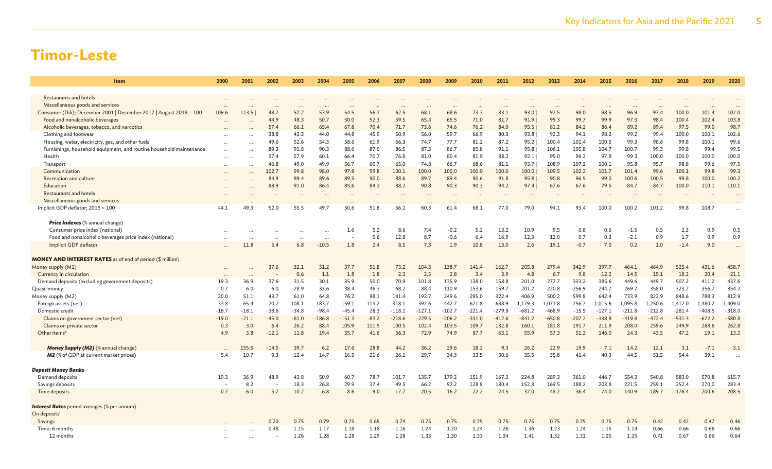# Timor-Leste

| Item | 2000 | 2001 | 2002 | 2003 | 2004 | 2005 | 2006 | 2007 | 2008 | 2009 | 2010 | 2011 | 2012 | 2013 | 2014 | 2015 | 2016 | 2017 | 2018 | 2019 | 2020 |
|---|---|---|---|---|---|---|---|---|---|---|---|---|---|---|---|---|---|---|---|---|---|
| Restaurants and hotels | ... | ... | ... | ... | ... | ... | ... | ... | ... | ... | ... | ... | ... | ... | ... | ... | ... | ... | ... | ... | ... |
| Miscellaneous goods and services | ... | ... | ... | ... | ... | ... | ... | ... | ... | ... | ... | ... | ... | ... | ... | ... | ... | ... | ... | ... | ... |
| Consumer (Dili); December 2001 \| December 2012 \| August 2018 = 100 | 109.6 | 113.5 \| | 48.7 | 52.2 | 53.9 | 54.5 | 56.7 | 62.5 | 68.1 | 68.6 | 73.3 | 83.1 | 93.0 \| | 97.5 | 98.0 | 98.5 | 96.9 | 97.4 | 100.0 | 101.4 | 102.0 |
| Food and nonalcoholic beverages | ... | ... | 44.9 | 48.3 | 50.7 | 50.0 | 52.3 | 59.5 | 65.4 | 65.5 | 71.0 | 81.7 | 91.9 \| | 99.3 | 99.7 | 99.9 | 97.3 | 98.4 | 100.4 | 102.4 | 103.8 |
| Alcoholic beverages, tobacco, and narcotics | ... | ... | 57.4 | 66.1 | 65.4 | 67.8 | 70.4 | 71.7 | 73.6 | 74.6 | 76.2 | 84.0 | 95.5 \| | 81.2 | 84.2 | 86.4 | 89.2 | 89.4 | 97.5 | 99.0 | 98.7 |
| Clothing and footwear | ... | ... | 38.8 | 43.3 | 44.0 | 44.8 | 45.9 | 50.9 | 56.0 | 59.7 | 66.9 | 80.3 | 93.8 \| | 92.3 | 94.1 | 98.2 | 99.2 | 99.4 | 100.0 | 100.1 | 102.6 |
| Housing, water, electricity, gas, and other fuels | ... | ... | 49.6 | 52.6 | 54.3 | 58.6 | 61.9 | 66.3 | 74.7 | 77.7 | 81.2 | 87.2 | 95.2 \| | 100.4 | 101.4 | 100.5 | 99.3 | 98.6 | 99.8 | 100.1 | 99.6 |
| Furnishings, household equipment, and routine household maintenance | ... | ... | 89.3 | 91.8 | 90.3 | 88.6 | 87.0 | 86.5 | 87.3 | 86.7 | 85.8 | 91.1 | 95.8 \| | 106.1 | 105.8 | 104.7 | 100.7 | 99.3 | 99.8 | 99.4 | 99.5 |
| Health | ... | ... | 57.4 | 57.9 | 60.1 | 66.4 | 70.7 | 76.8 | 81.0 | 80.4 | 81.9 | 88.2 | 92.1 \| | 95.0 | 96.2 | 97.9 | 99.3 | 100.0 | 100.0 | 100.0 | 100.0 |
| Transport | ... | ... | 46.8 | 49.0 | 49.9 | 56.7 | 60.7 | 65.0 | 74.8 | 66.7 | 68.6 | 81.1 | 93.7 \| | 108.9 | 107.2 | 100.1 | 95.8 | 95.7 | 98.8 | 99.6 | 97.5 |
| Communication | ... | ... | 102.7 | 99.8 | 98.0 | 97.8 | 99.8 | 100.1 | 100.0 | 100.0 | 100.0 | 100.0 | 100.0 \| | 109.5 | 102.2 | 101.7 | 101.4 | 99.6 | 100.1 | 99.8 | 99.3 |
| Recreation and culture | ... | ... | 84.9 | 89.4 | 89.6 | 89.5 | 90.0 | 88.6 | 89.7 | 89.4 | 90.6 | 91.8 | 95.8 \| | 90.8 | 96.5 | 99.0 | 100.6 | 100.5 | 99.8 | 100.0 | 100.2 |
| Education | ... | ... | 88.9 | 91.0 | 86.4 | 85.6 | 84.3 | 88.2 | 90.8 | 90.3 | 90.3 | 94.2 | 97.4 \| | 67.6 | 67.6 | 79.5 | 84.7 | 84.7 | 100.0 | 110.1 | 110.1 |
| Restaurants and hotels | ... | ... | ... | ... | ... | ... | ... | ... | ... | ... | ... | ... | ... | ... | ... | ... | ... | ... | ... | ... | ... |
| Miscellaneous goods and services | ... | ... | ... | ... | ... | ... | ... | ... | ... | ... | ... | ... | ... | ... | ... | ... | ... | ... | ... | ... | ... |
| Implicit GDP deflator; 2015 = 100 | 44.1 | 49.3 | 52.0 | 55.5 | 49.7 | 50.6 | 51.8 | 56.2 | 60.3 | 61.4 | 68.1 | 77.0 | 79.0 | 94.1 | 93.4 | 100.0 | 100.2 | 101.2 | 99.8 | 108.7 | ... |
| ***Price Indexes*** (% annual change) | | | | | | | | | | | | | | | | | | | | | |
| Consumer price index (national) | ... | ... | ... | ... | ... | 1.6 | 5.2 | 8.6 | 7.4 | -0.2 | 5.2 | 13.2 | 10.9 | 9.5 | 0.8 | 0.6 | -1.5 | 0.5 | 2.3 | 0.9 | 0.5 |
| Food and nonalcoholic beverages price index (national) | ... | ... | ... | ... | ... | – | 5.6 | 12.8 | 8.7 | -0.6 | 6.4 | 16.9 | 12.3 | 12.0 | 0.7 | 0.3 | -2.1 | 0.9 | 1.7 | 0.9 | 0.9 |
| Implicit GDP deflator | ... | 11.8 | 5.4 | 6.8 | -10.5 | 1.8 | 2.4 | 8.5 | 7.3 | 1.9 | 10.8 | 13.0 | 2.6 | 19.1 | -0.7 | 7.0 | 0.2 | 1.0 | -1.4 | 9.0 | ... |
| **MONEY AND INTEREST RATES** as of end of period ($ million) | | | | | | | | | | | | | | | | | | | | | |
| Money supply (M1) | ... | ... | 37.6 | 32.1 | 31.2 | 37.7 | 51.8 | 73.2 | 104.3 | 138.7 | 141.4 | 162.7 | 205.8 | 279.4 | 342.9 | 397.7 | 464.1 | 464.9 | 525.4 | 431.6 | 458.7 |
| Currency in circulation | ... | ... | – | 0.6 | 1.1 | 1.8 | 1.8 | 2.3 | 2.5 | 2.8 | 3.4 | 3.9 | 4.8 | 6.7 | 9.8 | 12.2 | 14.5 | 15.1 | 18.2 | 20.4 | 21.1 |
| Demand deposits (excluding government deposits) | 19.3 | 36.9 | 37.6 | 31.5 | 30.1 | 35.9 | 50.0 | 70.9 | 101.8 | 135.9 | 138.0 | 158.8 | 201.0 | 272.7 | 333.2 | 385.6 | 449.6 | 449.7 | 507.2 | 411.2 | 437.6 |
| Quasi-money | 0.7 | 6.0 | 6.0 | 28.9 | 33.6 | 38.4 | 46.3 | 68.2 | 88.4 | 110.9 | 153.6 | 159.7 | 201.2 | 220.8 | 256.9 | 244.7 | 269.7 | 358.0 | 323.2 | 356.7 | 354.2 |
| Money supply (M2) | 20.0 | 51.1 | 43.7 | 61.0 | 64.8 | 76.2 | 98.1 | 141.4 | 192.7 | 249.6 | 295.0 | 322.4 | 406.9 | 500.2 | 599.8 | 642.4 | 733.9 | 822.9 | 848.6 | 788.3 | 812.9 |
| Foreign assets (net) | 33.8 | 65.4 | 70.2 | 108.1 | 183.7 | 159.1 | 113.2 | 318.1 | 392.6 | 442.7 | 621.8 | 688.9 | 1,179.3 | 1,071.8 | 756.7 | 1,015.6 | 1,095.8 | 1,250.6 | 1,412.0 | 1,480.2 | 1,409.0 |
| Domestic credit | -18.7 | -18.1 | -38.6 | -34.8 | -98.4 | -45.4 | 28.3 | -118.1 | -127.1 | -102.7 | -221.4 | -279.8 | -681.2 | -468.9 | -15.5 | -127.1 | -211.8 | -212.8 | -281.4 | -408.5 | -318.0 |
| Claims on government sector (net) | -19.0 | -21.1 | -45.0 | -61.0 | -186.8 | -151.3 | -83.2 | -218.6 | -229.5 | -206.2 | -331.0 | -412.6 | -841.2 | -650.8 | -207.2 | -338.9 | -419.8 | -472.4 | -531.3 | -672.2 | -580.8 |
| Claims on private sector | 0.3 | 3.0 | 6.4 | 26.2 | 88.4 | 105.9 | 111.5 | 100.5 | 102.4 | 103.5 | 109.7 | 132.8 | 160.1 | 181.8 | 191.7 | 211.9 | 208.0 | 259.6 | 249.9 | 263.6 | 262.8 |
| Other items[k] | 4.9 | 3.8 | -12.1 | 11.8 | 19.4 | 35.7 | 41.6 | 56.3 | 72.9 | 74.9 | 87.7 | 63.1 | 55.9 | 57.3 | 51.2 | 146.0 | 24.3 | 43.5 | 47.2 | 19.1 | 13.2 |
| ***Money Supply (M2)*** (% annual change) | ... | 155.5 | -14.5 | 39.7 | 6.2 | 17.6 | 28.8 | 44.2 | 36.2 | 29.6 | 18.2 | 9.3 | 26.2 | 22.9 | 19.9 | 7.1 | 14.2 | 12.1 | 3.1 | -7.1 | 3.1 |
| ***M2*** (% of GDP at current market prices) | 5.4 | 10.7 | 9.3 | 12.4 | 14.7 | 16.5 | 21.6 | 26.1 | 29.7 | 34.3 | 33.5 | 30.6 | 35.5 | 35.8 | 41.4 | 40.3 | 44.5 | 51.5 | 54.4 | 39.1 | ... |
| ***Deposit Money Banks*** | | | | | | | | | | | | | | | | | | | | | |
| Demand deposits | 19.3 | 36.9 | 48.9 | 43.8 | 50.9 | 60.7 | 78.7 | 101.7 | 135.7 | 179.2 | 151.9 | 167.2 | 224.8 | 289.3 | 361.0 | 446.7 | 554.3 | 540.8 | 583.0 | 570.8 | 615.7 |
| Savings deposits | – | 8.2 | – | 18.3 | 26.8 | 29.9 | 37.4 | 49.5 | 66.2 | 92.2 | 128.8 | 130.4 | 152.8 | 169.5 | 188.2 | 203.8 | 221.5 | 259.1 | 252.4 | 270.0 | 283.4 |
| Time deposits | 0.7 | 6.0 | 5.7 | 10.2 | 6.8 | 8.6 | 9.0 | 17.7 | 20.5 | 16.2 | 22.2 | 24.5 | 37.0 | 48.2 | 36.4 | 74.0 | 140.9 | 189.7 | 176.4 | 200.6 | 208.5 |
| ***Interest Rates*** period averages (% per annum) | | | | | | | | | | | | | | | | | | | | | |
| On deposits[l] | | | | | | | | | | | | | | | | | | | | | |
| Savings | ... | ... | 0.20 | 0.75 | 0.79 | 0.75 | 0.65 | 0.74 | 0.75 | 0.75 | 0.75 | 0.75 | 0.75 | 0.75 | 0.75 | 0.75 | 0.75 | 0.42 | 0.42 | 0.47 | 0.46 |
| Time: 6 months | ... | ... | 0.48 | 1.15 | 1.17 | 1.18 | 1.18 | 1.16 | 1.24 | 1.20 | 1.24 | 1.26 | 1.36 | 1.23 | 1.24 | 1.15 | 1.14 | 0.66 | 0.66 | 0.66 | 0.66 |
| 12 months | ... | ... | – | 1.26 | 1.28 | 1.28 | 1.29 | 1.28 | 1.33 | 1.30 | 1.33 | 1.34 | 1.41 | 1.32 | 1.31 | 1.25 | 1.25 | 0.71 | 0.67 | 0.66 | 0.64 |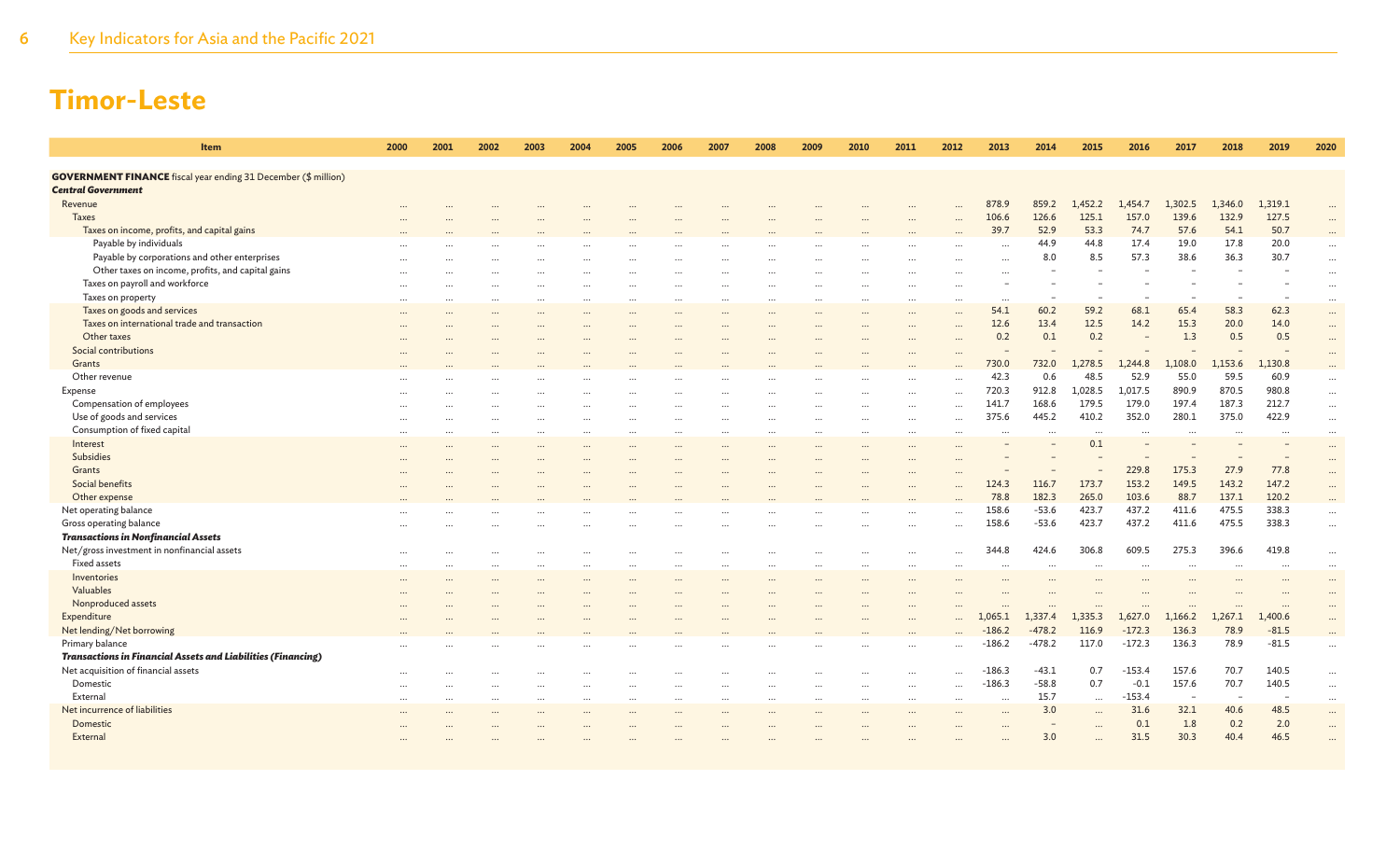# Timor-Leste

| Item | 2000 | 2001 | 2002 | 2003 | 2004 | 2005 | 2006 | 2007 | 2008 | 2009 | 2010 | 2011 | 2012 | 2013 | 2014 | 2015 | 2016 | 2017 | 2018 | 2019 | 2020 |
|---|---|---|---|---|---|---|---|---|---|---|---|---|---|---|---|---|---|---|---|---|---|
| **GOVERNMENT FINANCE** fiscal year ending 31 December ($ million) | | | | | | | | | | | | | | | | | | | | | |
| ***Central Government*** | | | | | | | | | | | | | | | | | | | | | |
| Revenue | ... | ... | ... | ... | ... | ... | ... | ... | ... | ... | ... | ... | ... | 878.9 | 859.2 | 1,452.2 | 1,454.7 | 1,302.5 | 1,346.0 | 1,319.1 | ... |
| Taxes | ... | ... | ... | ... | ... | ... | ... | ... | ... | ... | ... | ... | ... | 106.6 | 126.6 | 125.1 | 157.0 | 139.6 | 132.9 | 127.5 | ... |
| Taxes on income, profits, and capital gains | ... | ... | ... | ... | ... | ... | ... | ... | ... | ... | ... | ... | ... | 39.7 | 52.9 | 53.3 | 74.7 | 57.6 | 54.1 | 50.7 | ... |
| Payable by individuals | ... | ... | ... | ... | ... | ... | ... | ... | ... | ... | ... | ... | ... | ... | 44.9 | 44.8 | 17.4 | 19.0 | 17.8 | 20.0 | ... |
| Payable by corporations and other enterprises | ... | ... | ... | ... | ... | ... | ... | ... | ... | ... | ... | ... | ... | ... | 8.0 | 8.5 | 57.3 | 38.6 | 36.3 | 30.7 | ... |
| Other taxes on income, profits, and capital gains | ... | ... | ... | ... | ... | ... | ... | ... | ... | ... | ... | ... | ... | ... | – | – | – | – | – | – | ... |
| Taxes on payroll and workforce | ... | ... | ... | ... | ... | ... | ... | ... | ... | ... | ... | ... | ... | – | – | – | – | – | – | – | ... |
| Taxes on property | ... | ... | ... | ... | ... | ... | ... | ... | ... | ... | ... | ... | ... | ... | – | – | – | – | – | – | ... |
| Taxes on goods and services | ... | ... | ... | ... | ... | ... | ... | ... | ... | ... | ... | ... | ... | 54.1 | 60.2 | 59.2 | 68.1 | 65.4 | 58.3 | 62.3 | ... |
| Taxes on international trade and transaction | ... | ... | ... | ... | ... | ... | ... | ... | ... | ... | ... | ... | ... | 12.6 | 13.4 | 12.5 | 14.2 | 15.3 | 20.0 | 14.0 | ... |
| Other taxes | ... | ... | ... | ... | ... | ... | ... | ... | ... | ... | ... | ... | ... | 0.2 | 0.1 | 0.2 | – | 1.3 | 0.5 | 0.5 | ... |
| Social contributions | ... | ... | ... | ... | ... | ... | ... | ... | ... | ... | ... | ... | ... | – | – | – | – | – | – | – | ... |
| Grants | ... | ... | ... | ... | ... | ... | ... | ... | ... | ... | ... | ... | ... | 730.0 | 732.0 | 1,278.5 | 1,244.8 | 1,108.0 | 1,153.6 | 1,130.8 | ... |
| Other revenue | ... | ... | ... | ... | ... | ... | ... | ... | ... | ... | ... | ... | ... | 42.3 | 0.6 | 48.5 | 52.9 | 55.0 | 59.5 | 60.9 | ... |
| Expense | ... | ... | ... | ... | ... | ... | ... | ... | ... | ... | ... | ... | ... | 720.3 | 912.8 | 1,028.5 | 1,017.5 | 890.9 | 870.5 | 980.8 | ... |
| Compensation of employees | ... | ... | ... | ... | ... | ... | ... | ... | ... | ... | ... | ... | ... | 141.7 | 168.6 | 179.5 | 179.0 | 197.4 | 187.3 | 212.7 | ... |
| Use of goods and services | ... | ... | ... | ... | ... | ... | ... | ... | ... | ... | ... | ... | ... | 375.6 | 445.2 | 410.2 | 352.0 | 280.1 | 375.0 | 422.9 | ... |
| Consumption of fixed capital | ... | ... | ... | ... | ... | ... | ... | ... | ... | ... | ... | ... | ... | ... | ... | ... | ... | ... | ... | ... | ... |
| Interest | ... | ... | ... | ... | ... | ... | ... | ... | ... | ... | ... | ... | ... | – | – | 0.1 | – | – | – | – | ... |
| Subsidies | ... | ... | ... | ... | ... | ... | ... | ... | ... | ... | ... | ... | ... | – | – | – | – | – | – | – | ... |
| Grants | ... | ... | ... | ... | ... | ... | ... | ... | ... | ... | ... | ... | ... | – | – | – | 229.8 | 175.3 | 27.9 | 77.8 | ... |
| Social benefits | ... | ... | ... | ... | ... | ... | ... | ... | ... | ... | ... | ... | ... | 124.3 | 116.7 | 173.7 | 153.2 | 149.5 | 143.2 | 147.2 | ... |
| Other expense | ... | ... | ... | ... | ... | ... | ... | ... | ... | ... | ... | ... | ... | 78.8 | 182.3 | 265.0 | 103.6 | 88.7 | 137.1 | 120.2 | ... |
| Net operating balance | ... | ... | ... | ... | ... | ... | ... | ... | ... | ... | ... | ... | ... | 158.6 | -53.6 | 423.7 | 437.2 | 411.6 | 475.5 | 338.3 | ... |
| Gross operating balance | ... | ... | ... | ... | ... | ... | ... | ... | ... | ... | ... | ... | ... | 158.6 | -53.6 | 423.7 | 437.2 | 411.6 | 475.5 | 338.3 | ... |
| ***Transactions in Nonfinancial Assets*** | | | | | | | | | | | | | | | | | | | | | |
| Net/gross investment in nonfinancial assets | ... | ... | ... | ... | ... | ... | ... | ... | ... | ... | ... | ... | ... | 344.8 | 424.6 | 306.8 | 609.5 | 275.3 | 396.6 | 419.8 | ... |
| Fixed assets | ... | ... | ... | ... | ... | ... | ... | ... | ... | ... | ... | ... | ... | ... | ... | ... | ... | ... | ... | ... | ... |
| Inventories | ... | ... | ... | ... | ... | ... | ... | ... | ... | ... | ... | ... | ... | ... | ... | ... | ... | ... | ... | ... | ... |
| Valuables | ... | ... | ... | ... | ... | ... | ... | ... | ... | ... | ... | ... | ... | ... | ... | ... | ... | ... | ... | ... | ... |
| Nonproduced assets | ... | ... | ... | ... | ... | ... | ... | ... | ... | ... | ... | ... | ... | ... | ... | ... | ... | ... | ... | ... | ... |
| Expenditure | ... | ... | ... | ... | ... | ... | ... | ... | ... | ... | ... | ... | ... | 1,065.1 | 1,337.4 | 1,335.3 | 1,627.0 | 1,166.2 | 1,267.1 | 1,400.6 | ... |
| Net lending/Net borrowing | ... | ... | ... | ... | ... | ... | ... | ... | ... | ... | ... | ... | ... | -186.2 | -478.2 | 116.9 | -172.3 | 136.3 | 78.9 | -81.5 | ... |
| Primary balance | ... | ... | ... | ... | ... | ... | ... | ... | ... | ... | ... | ... | ... | -186.2 | -478.2 | 117.0 | -172.3 | 136.3 | 78.9 | -81.5 | ... |
| ***Transactions in Financial Assets and Liabilities (Financing)*** | | | | | | | | | | | | | | | | | | | | | |
| Net acquisition of financial assets | ... | ... | ... | ... | ... | ... | ... | ... | ... | ... | ... | ... | ... | -186.3 | -43.1 | 0.7 | -153.4 | 157.6 | 70.7 | 140.5 | ... |
| Domestic | ... | ... | ... | ... | ... | ... | ... | ... | ... | ... | ... | ... | ... | -186.3 | -58.8 | 0.7 | -0.1 | 157.6 | 70.7 | 140.5 | ... |
| External | ... | ... | ... | ... | ... | ... | ... | ... | ... | ... | ... | ... | ... | ... | 15.7 | ... | -153.4 | – | – | – | ... |
| Net incurrence of liabilities | ... | ... | ... | ... | ... | ... | ... | ... | ... | ... | ... | ... | ... | ... | 3.0 | ... | 31.6 | 32.1 | 40.6 | 48.5 | ... |
| Domestic | ... | ... | ... | ... | ... | ... | ... | ... | ... | ... | ... | ... | ... | ... | – | ... | 0.1 | 1.8 | 0.2 | 2.0 | ... |
| External | ... | ... | ... | ... | ... | ... | ... | ... | ... | ... | ... | ... | ... | ... | 3.0 | ... | 31.5 | 30.3 | 40.4 | 46.5 | ... |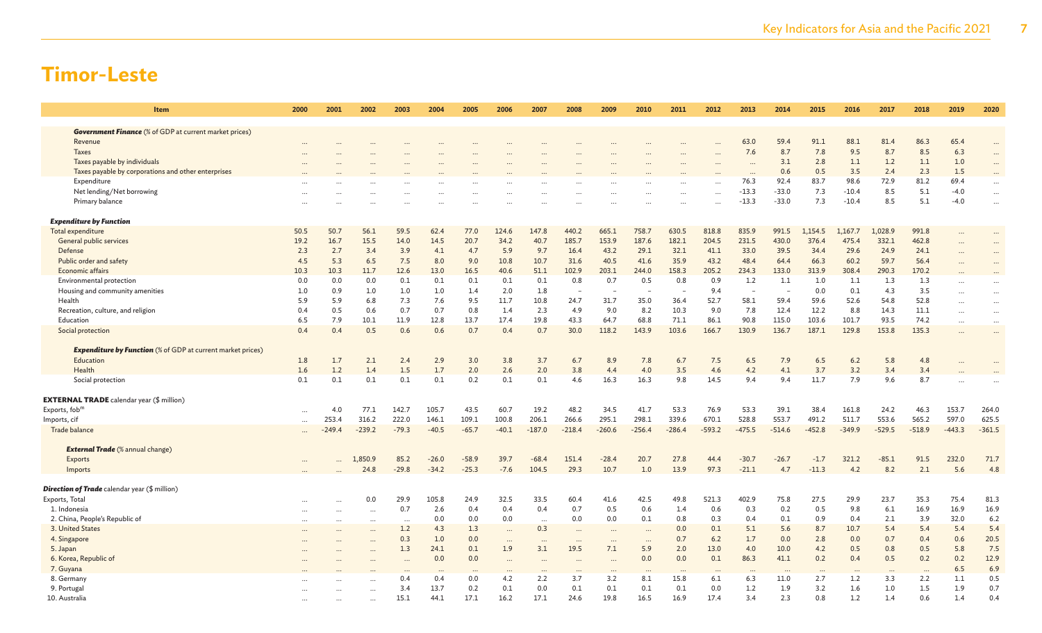# Timor-Leste

| Item | 2000 | 2001 | 2002 | 2003 | 2004 | 2005 | 2006 | 2007 | 2008 | 2009 | 2010 | 2011 | 2012 | 2013 | 2014 | 2015 | 2016 | 2017 | 2018 | 2019 | 2020 |
|---|---|---|---|---|---|---|---|---|---|---|---|---|---|---|---|---|---|---|---|---|---|
| ***Government Finance*** (% of GDP at current market prices) | | | | | | | | | | | | | | | | | | | | | |
| Revenue | ... | ... | ... | ... | ... | ... | ... | ... | ... | ... | ... | ... | ... | 63.0 | 59.4 | 91.1 | 88.1 | 81.4 | 86.3 | 65.4 | ... |
| Taxes | ... | ... | ... | ... | ... | ... | ... | ... | ... | ... | ... | ... | ... | 7.6 | 8.7 | 7.8 | 9.5 | 8.7 | 8.5 | 6.3 | ... |
| Taxes payable by individuals | ... | ... | ... | ... | ... | ... | ... | ... | ... | ... | ... | ... | ... | ... | 3.1 | 2.8 | 1.1 | 1.2 | 1.1 | 1.0 | ... |
| Taxes payable by corporations and other enterprises | ... | ... | ... | ... | ... | ... | ... | ... | ... | ... | ... | ... | ... | ... | 0.6 | 0.5 | 3.5 | 2.4 | 2.3 | 1.5 | ... |
| Expenditure | ... | ... | ... | ... | ... | ... | ... | ... | ... | ... | ... | ... | ... | 76.3 | 92.4 | 83.7 | 98.6 | 72.9 | 81.2 | 69.4 | ... |
| Net lending/Net borrowing | ... | ... | ... | ... | ... | ... | ... | ... | ... | ... | ... | ... | ... | -13.3 | -33.0 | 7.3 | -10.4 | 8.5 | 5.1 | -4.0 | ... |
| Primary balance | ... | ... | ... | ... | ... | ... | ... | ... | ... | ... | ... | ... | ... | -13.3 | -33.0 | 7.3 | -10.4 | 8.5 | 5.1 | -4.0 | ... |
| ***Expenditure by Function*** | | | | | | | | | | | | | | | | | | | | | |
| Total expenditure | 50.5 | 50.7 | 56.1 | 59.5 | 62.4 | 77.0 | 124.6 | 147.8 | 440.2 | 665.1 | 758.7 | 630.5 | 818.8 | 835.9 | 991.5 | 1,154.5 | 1,167.7 | 1,028.9 | 991.8 | ... | ... |
| General public services | 19.2 | 16.7 | 15.5 | 14.0 | 14.5 | 20.7 | 34.2 | 40.7 | 185.7 | 153.9 | 187.6 | 182.1 | 204.5 | 231.5 | 430.0 | 376.4 | 475.4 | 332.1 | 462.8 | ... | ... |
| Defense | 2.3 | 2.7 | 3.4 | 3.9 | 4.1 | 4.7 | 5.9 | 9.7 | 16.4 | 43.2 | 29.1 | 32.1 | 41.1 | 33.0 | 39.5 | 34.4 | 29.6 | 24.9 | 24.1 | ... | ... |
| Public order and safety | 4.5 | 5.3 | 6.5 | 7.5 | 8.0 | 9.0 | 10.8 | 10.7 | 31.6 | 40.5 | 41.6 | 35.9 | 43.2 | 48.4 | 64.4 | 66.3 | 60.2 | 59.7 | 56.4 | ... | ... |
| Economic affairs | 10.3 | 10.3 | 11.7 | 12.6 | 13.0 | 16.5 | 40.6 | 51.1 | 102.9 | 203.1 | 244.0 | 158.3 | 205.2 | 234.3 | 133.0 | 313.9 | 308.4 | 290.3 | 170.2 | ... | ... |
| Environmental protection | 0.0 | 0.0 | 0.0 | 0.1 | 0.1 | 0.1 | 0.1 | 0.1 | 0.8 | 0.7 | 0.5 | 0.8 | 0.9 | 1.2 | 1.1 | 1.0 | 1.1 | 1.3 | 1.3 | ... | ... |
| Housing and community amenities | 1.0 | 0.9 | 1.0 | 1.0 | 1.0 | 1.4 | 2.0 | 1.8 | – | – | – | – | 9.4 | – | – | 0.0 | 0.1 | 4.3 | 3.5 | ... | ... |
| Health | 5.9 | 5.9 | 6.8 | 7.3 | 7.6 | 9.5 | 11.7 | 10.8 | 24.7 | 31.7 | 35.0 | 36.4 | 52.7 | 58.1 | 59.4 | 59.6 | 52.6 | 54.8 | 52.8 | ... | ... |
| Recreation, culture, and religion | 0.4 | 0.5 | 0.6 | 0.7 | 0.7 | 0.8 | 1.4 | 2.3 | 4.9 | 9.0 | 8.2 | 10.3 | 9.0 | 7.8 | 12.4 | 12.2 | 8.8 | 14.3 | 11.1 | ... | ... |
| Education | 6.5 | 7.9 | 10.1 | 11.9 | 12.8 | 13.7 | 17.4 | 19.8 | 43.3 | 64.7 | 68.8 | 71.1 | 86.1 | 90.8 | 115.0 | 103.6 | 101.7 | 93.5 | 74.2 | ... | ... |
| Social protection | 0.4 | 0.4 | 0.5 | 0.6 | 0.6 | 0.7 | 0.4 | 0.7 | 30.0 | 118.2 | 143.9 | 103.6 | 166.7 | 130.9 | 136.7 | 187.1 | 129.8 | 153.8 | 135.3 | ... | ... |
| ***Expenditure by Function*** (% of GDP at current market prices) | | | | | | | | | | | | | | | | | | | | | |
| Education | 1.8 | 1.7 | 2.1 | 2.4 | 2.9 | 3.0 | 3.8 | 3.7 | 6.7 | 8.9 | 7.8 | 6.7 | 7.5 | 6.5 | 7.9 | 6.5 | 6.2 | 5.8 | 4.8 | ... | ... |
| Health | 1.6 | 1.2 | 1.4 | 1.5 | 1.7 | 2.0 | 2.6 | 2.0 | 3.8 | 4.4 | 4.0 | 3.5 | 4.6 | 4.2 | 4.1 | 3.7 | 3.2 | 3.4 | 3.4 | ... | ... |
| Social protection | 0.1 | 0.1 | 0.1 | 0.1 | 0.1 | 0.2 | 0.1 | 0.1 | 4.6 | 16.3 | 16.3 | 9.8 | 14.5 | 9.4 | 9.4 | 11.7 | 7.9 | 9.6 | 8.7 | ... | ... |
| **EXTERNAL TRADE** calendar year ($ million) | | | | | | | | | | | | | | | | | | | | | |
| Exports, fob[m] | ... | 4.0 | 77.1 | 142.7 | 105.7 | 43.5 | 60.7 | 19.2 | 48.2 | 34.5 | 41.7 | 53.3 | 76.9 | 53.3 | 39.1 | 38.4 | 161.8 | 24.2 | 46.3 | 153.7 | 264.0 |
| Imports, cif | ... | 253.4 | 316.2 | 222.0 | 146.1 | 109.1 | 100.8 | 206.1 | 266.6 | 295.1 | 298.1 | 339.6 | 670.1 | 528.8 | 553.7 | 491.2 | 511.7 | 553.6 | 565.2 | 597.0 | 625.5 |
| Trade balance | ... | -249.4 | -239.2 | -79.3 | -40.5 | -65.7 | -40.1 | -187.0 | -218.4 | -260.6 | -256.4 | -286.4 | -593.2 | -475.5 | -514.6 | -452.8 | -349.9 | -529.5 | -518.9 | -443.3 | -361.5 |
| ***External Trade*** (% annual change) | | | | | | | | | | | | | | | | | | | | | |
| Exports | ... | ... | 1,850.9 | 85.2 | -26.0 | -58.9 | 39.7 | -68.4 | 151.4 | -28.4 | 20.7 | 27.8 | 44.4 | -30.7 | -26.7 | -1.7 | 321.2 | -85.1 | 91.5 | 232.0 | 71.7 |
| Imports | ... | ... | 24.8 | -29.8 | -34.2 | -25.3 | -7.6 | 104.5 | 29.3 | 10.7 | 1.0 | 13.9 | 97.3 | -21.1 | 4.7 | -11.3 | 4.2 | 8.2 | 2.1 | 5.6 | 4.8 |
| ***Direction of Trade*** calendar year ($ million) | | | | | | | | | | | | | | | | | | | | | |
| Exports, Total | ... | ... | 0.0 | 29.9 | 105.8 | 24.9 | 32.5 | 33.5 | 60.4 | 41.6 | 42.5 | 49.8 | 521.3 | 402.9 | 75.8 | 27.5 | 29.9 | 23.7 | 35.3 | 75.4 | 81.3 |
| 1. Indonesia | ... | ... | ... | 0.7 | 2.6 | 0.4 | 0.4 | 0.4 | 0.7 | 0.5 | 0.6 | 1.4 | 0.6 | 0.3 | 0.2 | 0.5 | 9.8 | 6.1 | 16.9 | 16.9 | 16.9 |
| 2. China, People's Republic of | ... | ... | ... | ... | 0.0 | 0.0 | 0.0 | ... | 0.0 | 0.0 | 0.1 | 0.8 | 0.3 | 0.4 | 0.1 | 0.9 | 0.4 | 2.1 | 3.9 | 32.0 | 6.2 |
| 3. United States | ... | ... | ... | 1.2 | 4.3 | 1.3 | ... | 0.3 | ... | ... | ... | 0.0 | 0.1 | 5.1 | 5.6 | 8.7 | 10.7 | 5.4 | 5.4 | 5.4 | 5.4 |
| 4. Singapore | ... | ... | ... | 0.3 | 1.0 | 0.0 | ... | ... | ... | ... | ... | 0.7 | 6.2 | 1.7 | 0.0 | 2.8 | 0.0 | 0.7 | 0.4 | 0.6 | 20.5 |
| 5. Japan | ... | ... | ... | 1.3 | 24.1 | 0.1 | 1.9 | 3.1 | 19.5 | 7.1 | 5.9 | 2.0 | 13.0 | 4.0 | 10.0 | 4.2 | 0.5 | 0.8 | 0.5 | 5.8 | 7.5 |
| 6. Korea, Republic of | ... | ... | ... | ... | 0.0 | 0.0 | ... | ... | ... | ... | 0.0 | 0.0 | 0.1 | 86.3 | 41.1 | 0.2 | 0.4 | 0.5 | 0.2 | 0.2 | 12.9 |
| 7. Guyana | ... | ... | ... | ... | ... | ... | ... | ... | ... | ... | ... | ... | ... | ... | ... | ... | ... | ... | ... | 6.5 | 6.9 |
| 8. Germany | ... | ... | ... | 0.4 | 0.4 | 0.0 | 4.2 | 2.2 | 3.7 | 3.2 | 8.1 | 15.8 | 6.1 | 6.3 | 11.0 | 2.7 | 1.2 | 3.3 | 2.2 | 1.1 | 0.5 |
| 9. Portugal | ... | ... | ... | 3.4 | 13.7 | 0.2 | 0.1 | 0.0 | 0.1 | 0.1 | 0.1 | 0.1 | 0.0 | 1.2 | 1.9 | 3.2 | 1.6 | 1.0 | 1.5 | 1.9 | 0.7 |
| 10. Australia | ... | ... | ... | 15.1 | 44.1 | 17.1 | 16.2 | 17.1 | 24.6 | 19.8 | 16.5 | 16.9 | 17.4 | 3.4 | 2.3 | 0.8 | 1.2 | 1.4 | 0.6 | 1.4 | 0.4 |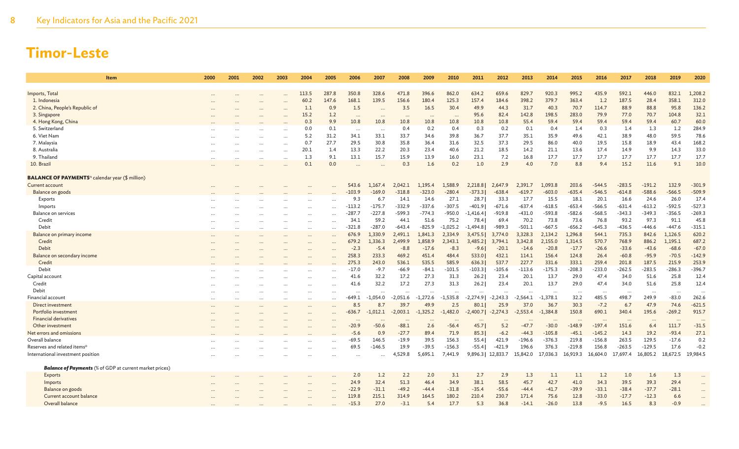# Timor-Leste

| Item | 2000 | 2001 | 2002 | 2003 | 2004 | 2005 | 2006 | 2007 | 2008 | 2009 | 2010 | 2011 | 2012 | 2013 | 2014 | 2015 | 2016 | 2017 | 2018 | 2019 | 2020 |
|---|---|---|---|---|---|---|---|---|---|---|---|---|---|---|---|---|---|---|---|---|---|
| Imports, Total | ... | ... | ... | ... | 113.5 | 287.8 | 350.8 | 328.6 | 471.8 | 396.6 | 862.0 | 634.2 | 659.6 | 829.7 | 920.3 | 995.2 | 435.9 | 592.1 | 446.0 | 832.1 | 1,208.2 |
| 1. Indonesia | ... | ... | ... | ... | 60.2 | 147.6 | 168.1 | 139.5 | 156.6 | 180.4 | 125.3 | 157.4 | 184.6 | 398.2 | 379.7 | 363.4 | 1.2 | 187.5 | 28.4 | 358.1 | 312.0 |
| 2. China, People's Republic of | ... | ... | ... | ... | 1.1 | 0.9 | 1.5 | ... | 3.5 | 16.5 | 30.4 | 49.9 | 44.3 | 31.7 | 40.3 | 70.7 | 114.7 | 88.9 | 88.8 | 95.8 | 136.2 |
| 3. Singapore | ... | ... | ... | ... | 15.2 | 1.2 | ... | ... | ... | ... | ... | 95.6 | 82.4 | 142.8 | 198.5 | 283.0 | 79.9 | 77.0 | 70.7 | 104.8 | 32.1 |
| 4. Hong Kong, China | ... | ... | ... | ... | 0.3 | 9.9 | 10.8 | 10.8 | 10.8 | 10.8 | 10.8 | 10.8 | 10.8 | 55.4 | 59.4 | 59.4 | 59.4 | 59.4 | 59.4 | 60.7 | 60.0 |
| 5. Switzerland | ... | ... | ... | ... | 0.0 | 0.1 | ... | ... | 0.4 | 0.2 | 0.4 | 0.3 | 0.2 | 0.1 | 0.4 | 1.4 | 0.3 | 1.4 | 1.3 | 1.2 | 284.9 |
| 6. Viet Nam | ... | ... | ... | ... | 5.2 | 31.2 | 34.1 | 33.1 | 33.7 | 34.6 | 39.8 | 36.7 | 37.7 | 35.1 | 35.9 | 49.6 | 42.1 | 38.9 | 48.0 | 59.5 | 78.6 |
| 7. Malaysia | ... | ... | ... | ... | 0.7 | 27.7 | 29.5 | 30.8 | 35.8 | 36.4 | 31.6 | 32.5 | 37.3 | 29.5 | 86.0 | 40.0 | 19.5 | 15.8 | 18.9 | 43.4 | 168.2 |
| 8. Australia | ... | ... | ... | ... | 20.1 | 1.4 | 13.3 | 22.2 | 20.3 | 23.4 | 40.6 | 21.2 | 18.5 | 14.2 | 21.1 | 13.6 | 17.4 | 14.9 | 9.9 | 14.3 | 33.0 |
| 9. Thailand | ... | ... | ... | ... | 1.3 | 9.1 | 13.1 | 15.7 | 15.9 | 13.9 | 16.0 | 23.1 | 7.2 | 16.8 | 17.7 | 17.7 | 17.7 | 17.7 | 17.7 | 17.7 | 17.7 |
| 10. Brazil | ... | ... | ... | ... | 0.1 | 0.0 | ... | ... | 0.3 | 1.6 | 0.2 | 1.0 | 2.9 | 4.0 | 7.0 | 8.8 | 9.4 | 15.2 | 11.6 | 9.1 | 10.0 |
| **BALANCE OF PAYMENTS**[n] calendar year ($ million) | | | | | | | | | | | | | | | | | | | | | |
| Current account | ... | ... | ... | ... | ... | ... | 543.6 | 1,167.4 | 2,042.1 | 1,195.4 | 1,588.9 | 2,218.8 \| | 2,647.9 | 2,391.7 | 1,093.8 | 203.6 | -544.5 | -283.5 | -191.2 | 132.9 | -301.9 |
| Balance on goods | ... | ... | ... | ... | ... | ... | -103.9 | -169.0 | -318.8 | -323.0 | -280.4 | -373.3 \| | -638.4 | -619.7 | -603.0 | -635.4 | -546.5 | -614.8 | -588.6 | -566.5 | -509.9 |
| Exports | ... | ... | ... | ... | ... | ... | 9.3 | 6.7 | 14.1 | 14.6 | 27.1 | 28.7 \| | 33.3 | 17.7 | 15.5 | 18.1 | 20.1 | 16.6 | 24.6 | 26.0 | 17.4 |
| Imports | ... | ... | ... | ... | ... | ... | -113.2 | -175.7 | -332.9 | -337.6 | -307.5 | -401.9 \| | -671.6 | -637.4 | -618.5 | -653.4 | -566.5 | -631.4 | -613.2 | -592.5 | -527.3 |
| Balance on services | ... | ... | ... | ... | ... | ... | -287.7 | -227.8 | -599.3 | -774.3 | -950.0 | -1,416.4 \| | -919.8 | -431.0 | -593.8 | -582.6 | -568.5 | -343.3 | -349.3 | -356.5 | -269.3 |
| Credit | ... | ... | ... | ... | ... | ... | 34.1 | 59.2 | 44.1 | 51.6 | 75.2 | 78.4 \| | 69.4 | 70.2 | 73.8 | 73.6 | 76.8 | 93.2 | 97.3 | 91.1 | 45.8 |
| Debit | ... | ... | ... | ... | ... | ... | -321.8 | -287.0 | -643.4 | -825.9 | -1,025.2 | -1,494.8 \| | -989.3 | -501.1 | -667.5 | -656.2 | -645.3 | -436.5 | -446.6 | -447.6 | -315.1 |
| Balance on primary income | ... | ... | ... | ... | ... | ... | 676.9 | 1,330.9 | 2,491.1 | 1,841.3 | 2,334.9 | 3,475.5 \| | 3,774.0 | 3,328.3 | 2,134.2 | 1,296.8 | 544.1 | 735.3 | 842.6 | 1,126.5 | 620.2 |
| Credit | ... | ... | ... | ... | ... | ... | 679.2 | 1,336.3 | 2,499.9 | 1,858.9 | 2,343.1 | 3,485.2 \| | 3,794.1 | 3,342.8 | 2,155.0 | 1,314.5 | 570.7 | 768.9 | 886.2 | 1,195.1 | 687.2 |
| Debit | ... | ... | ... | ... | ... | ... | -2.3 | -5.4 | -8.8 | -17.6 | -8.3 | -9.6 \| | -20.1 | -14.6 | -20.8 | -17.7 | -26.6 | -33.6 | -43.6 | -68.6 | -67.0 |
| Balance on secondary income | ... | ... | ... | ... | ... | ... | 258.3 | 233.3 | 469.2 | 451.4 | 484.4 | 533.0 \| | 432.1 | 114.1 | 156.4 | 124.8 | 26.4 | -60.8 | -95.9 | -70.5 | -142.9 |
| Credit | ... | ... | ... | ... | ... | ... | 275.3 | 243.0 | 536.1 | 535.5 | 585.9 | 636.3 \| | 537.7 | 227.7 | 331.6 | 333.1 | 259.4 | 201.8 | 187.5 | 215.9 | 253.9 |
| Debit | ... | ... | ... | ... | ... | ... | -17.0 | -9.7 | -66.9 | -84.1 | -101.5 | -103.3 \| | -105.6 | -113.6 | -175.3 | -208.3 | -233.0 | -262.5 | -283.5 | -286.3 | -396.7 |
| Capital account | ... | ... | ... | ... | ... | ... | 41.6 | 32.2 | 17.2 | 27.3 | 31.3 | 26.2 \| | 23.4 | 20.1 | 13.7 | 29.0 | 47.4 | 34.0 | 51.6 | 25.8 | 12.4 |
| Credit | ... | ... | ... | ... | ... | ... | 41.6 | 32.2 | 17.2 | 27.3 | 31.3 | 26.2 \| | 23.4 | 20.1 | 13.7 | 29.0 | 47.4 | 34.0 | 51.6 | 25.8 | 12.4 |
| Debit | ... | ... | ... | ... | ... | ... | ... | ... | ... | ... | ... | ... | ... | ... | ... | ... | ... | ... | ... | ... | ... |
| Financial account | ... | ... | ... | ... | ... | ... | -649.1 | -1,054.0 | -2,051.6 | -1,272.6 | -1,535.8 | -2,274.9 \| | -2,243.3 | -2,564.1 | -1,378.1 | 32.2 | 485.5 | 498.7 | 249.9 | -83.0 | 262.6 |
| Direct investment | ... | ... | ... | ... | ... | ... | 8.5 | 8.7 | 39.7 | 49.9 | 2.5 | 80.1 \| | 25.9 | 37.0 | 36.7 | 30.3 | -7.2 | 6.7 | 47.9 | 74.6 | -621.5 |
| Portfolio investment | ... | ... | ... | ... | ... | ... | -636.7 | -1,012.1 | -2,003.1 | -1,325.2 | -1,482.0 | -2,400.7 \| | -2,274.3 | -2,553.4 | -1,384.8 | 150.8 | 690.1 | 340.4 | 195.6 | -269.2 | 915.7 |
| Financial derivatives | ... | ... | ... | ... | ... | ... | ... | ... | ... | ... | ... | ... | ... | ... | ... | ... | ... | ... | ... | ... | ... |
| Other investment | ... | ... | ... | ... | ... | ... | -20.9 | -50.6 | -88.1 | 2.6 | -56.4 | 45.7 \| | 5.2 | -47.7 | -30.0 | -148.9 | -197.4 | 151.6 | 6.4 | 111.7 | -31.5 |
| Net errors and omissions | ... | ... | ... | ... | ... | ... | -5.6 | 0.9 | -27.7 | 89.4 | 71.9 | 85.3 \| | -6.2 | -44.3 | -105.8 | -45.1 | -145.2 | 14.3 | 19.2 | -93.4 | 27.1 |
| Overall balance | ... | ... | ... | ... | ... | ... | -69.5 | 146.5 | -19.9 | 39.5 | 156.3 | 55.4 \| | 421.9 | -196.6 | -376.3 | 219.8 | -156.8 | 263.5 | 129.5 | -17.6 | 0.2 |
| Reserves and related items[o] | ... | ... | ... | ... | ... | ... | 69.5 | -146.5 | 19.9 | -39.5 | -156.3 | -55.4 \| | -421.9 | 196.6 | 376.3 | -219.8 | 156.8 | -263.5 | -129.5 | 17.6 | -0.2 |
| International investment position | ... | ... | ... | ... | ... | ... | ... | ... | 4,529.8 | 5,695.1 | 7,441.9 | 9,896.3 \| | 12,833.7 | 15,842.0 | 17,036.3 | 16,919.3 | 16,604.0 | 17,697.4 | 16,805.2 | 18,672.5 | 19,984.5 |
| ***Balance of Payments*** (% of GDP at current market prices) | | | | | | | | | | | | | | | | | | | | | |
| Exports | ... | ... | ... | ... | ... | ... | 2.0 | 1.2 | 2.2 | 2.0 | 3.1 | 2.7 | 2.9 | 1.3 | 1.1 | 1.1 | 1.2 | 1.0 | 1.6 | 1.3 | ... |
| Imports | ... | ... | ... | ... | ... | ... | 24.9 | 32.4 | 51.3 | 46.4 | 34.9 | 38.1 | 58.5 | 45.7 | 42.7 | 41.0 | 34.3 | 39.5 | 39.3 | 29.4 | ... |
| Balance on goods | ... | ... | ... | ... | ... | ... | -22.9 | -31.1 | -49.2 | -44.4 | -31.8 | -35.4 | -55.6 | -44.4 | -41.7 | -39.9 | -33.1 | -38.4 | -37.7 | -28.1 | ... |
| Current account balance | ... | ... | ... | ... | ... | ... | 119.8 | 215.1 | 314.9 | 164.5 | 180.2 | 210.4 | 230.7 | 171.4 | 75.6 | 12.8 | -33.0 | -17.7 | -12.3 | 6.6 | ... |
| Overall balance | ... | ... | ... | ... | ... | ... | -15.3 | 27.0 | -3.1 | 5.4 | 17.7 | 5.3 | 36.8 | -14.1 | -26.0 | 13.8 | -9.5 | 16.5 | 8.3 | -0.9 | ... |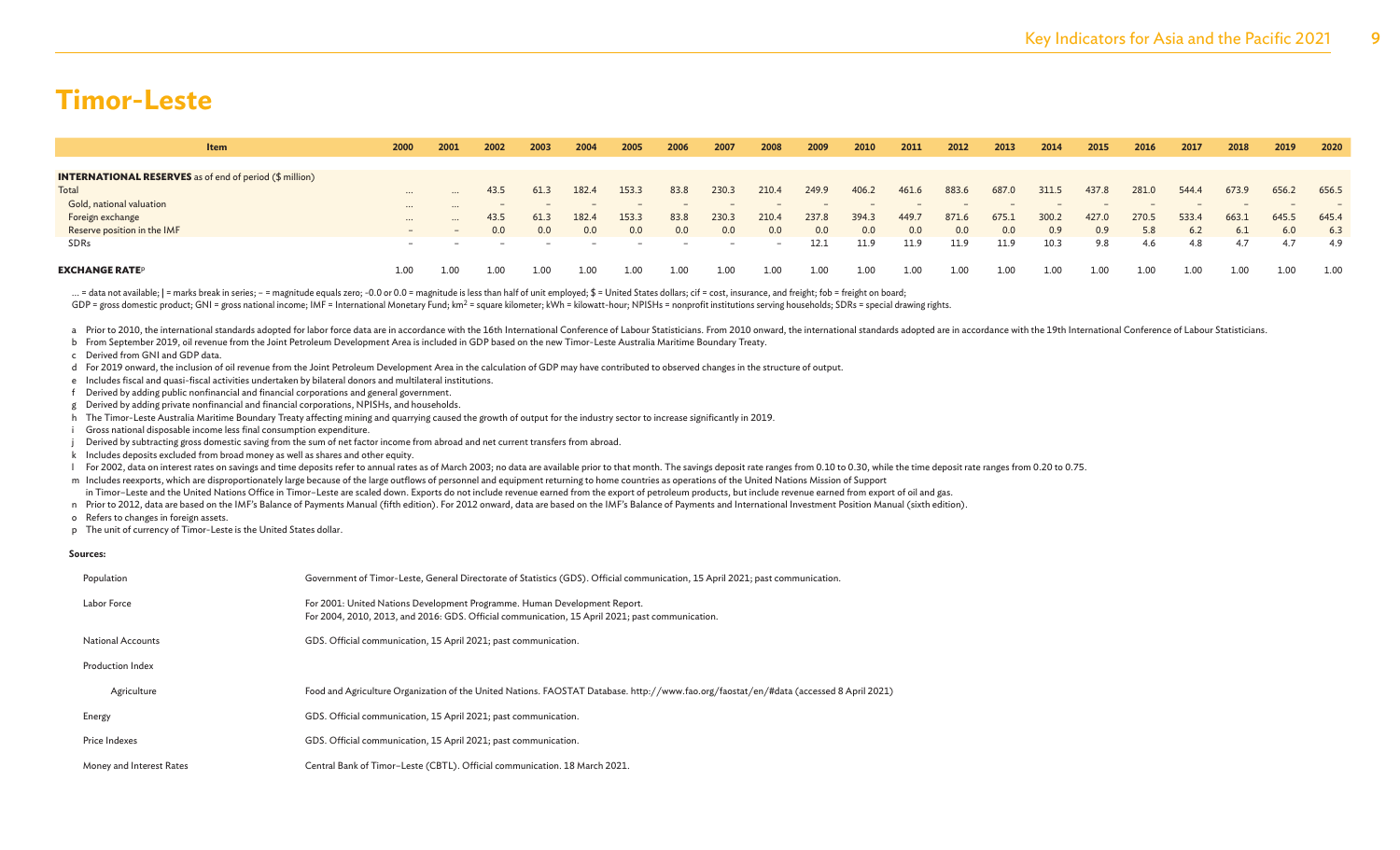# Timor-Leste

| Item | 2000 | 2001 | 2002 | 2003 | 2004 | 2005 | 2006 | 2007 | 2008 | 2009 | 2010 | 2011 | 2012 | 2013 | 2014 | 2015 | 2016 | 2017 | 2018 | 2019 | 2020 |
|---|---|---|---|---|---|---|---|---|---|---|---|---|---|---|---|---|---|---|---|---|---|
| **INTERNATIONAL RESERVES** as of end of period ($ million) | | | | | | | | | | | | | | | | | | | | | |
| Total | ... | ... | 43.5 | 61.3 | 182.4 | 153.3 | 83.8 | 230.3 | 210.4 | 249.9 | 406.2 | 461.6 | 883.6 | 687.0 | 311.5 | 437.8 | 281.0 | 544.4 | 673.9 | 656.2 | 656.5 |
| Gold, national valuation | ... | ... | – | – | – | – | – | – | – | – | – | – | – | – | – | – | – | – | – | – | – |
| Foreign exchange | ... | ... | 43.5 | 61.3 | 182.4 | 153.3 | 83.8 | 230.3 | 210.4 | 237.8 | 394.3 | 449.7 | 871.6 | 675.1 | 300.2 | 427.0 | 270.5 | 533.4 | 663.1 | 645.5 | 645.4 |
| Reserve position in the IMF | – | – | 0.0 | 0.0 | 0.0 | 0.0 | 0.0 | 0.0 | 0.0 | 0.0 | 0.0 | 0.0 | 0.0 | 0.0 | 0.9 | 0.9 | 5.8 | 6.2 | 6.1 | 6.0 | 6.3 |
| SDRs | – | – | – | – | – | – | – | – | – | 12.1 | 11.9 | 11.9 | 11.9 | 11.9 | 10.3 | 9.8 | 4.6 | 4.8 | 4.7 | 4.7 | 4.9 |
| **EXCHANGE RATE**[p] | 1.00 | 1.00 | 1.00 | 1.00 | 1.00 | 1.00 | 1.00 | 1.00 | 1.00 | 1.00 | 1.00 | 1.00 | 1.00 | 1.00 | 1.00 | 1.00 | 1.00 | 1.00 | 1.00 | 1.00 | 1.00 |

... = data not available; | = marks break in series; – = magnitude equals zero; -0.0 or 0.0 = magnitude is less than half of unit employed; $ = United States dollars; cif = cost, insurance, and freight; fob = freight on board;
GDP = gross domestic product; GNI = gross national income; IMF = International Monetary Fund; km$^2$ = square kilometer; kWh = kilowatt-hour; NPISHs = nonprofit institutions serving households; SDRs = special drawing rights.

a Prior to 2010, the international standards adopted for labor force data are in accordance with the 16th International Conference of Labour Statisticians. From 2010 onward, the international standards adopted are in accordance with the 19th International Conference of Labour Statisticians.
b From September 2019, oil revenue from the Joint Petroleum Development Area is included in GDP based on the new Timor-Leste Australia Maritime Boundary Treaty.
c Derived from GNI and GDP data.
d For 2019 onward, the inclusion of oil revenue from the Joint Petroleum Development Area in the calculation of GDP may have contributed to observed changes in the structure of output.
e Includes fiscal and quasi-fiscal activities undertaken by bilateral donors and multilateral institutions.
f Derived by adding public nonfinancial and financial corporations and general government.
g Derived by adding private nonfinancial and financial corporations, NPISHs, and households.
h The Timor-Leste Australia Maritime Boundary Treaty affecting mining and quarrying caused the growth of output for the industry sector to increase significantly in 2019.
i Gross national disposable income less final consumption expenditure.
j Derived by subtracting gross domestic saving from the sum of net factor income from abroad and net current transfers from abroad.
k Includes deposits excluded from broad money as well as shares and other equity.
l For 2002, data on interest rates on savings and time deposits refer to annual rates as of March 2003; no data are available prior to that month. The savings deposit rate ranges from 0.10 to 0.30, while the time deposit rate ranges from 0.20 to 0.75.
m Includes reexports, which are disproportionately large because of the large outflows of personnel and equipment returning to home countries as operations of the United Nations Mission of Support in Timor–Leste and the United Nations Office in Timor–Leste are scaled down. Exports do not include revenue earned from the export of petroleum products, but include revenue earned from export of oil and gas.
n Prior to 2012, data are based on the IMF's Balance of Payments Manual (fifth edition). For 2012 onward, data are based on the IMF's Balance of Payments and International Investment Position Manual (sixth edition).
o Refers to changes in foreign assets.
p The unit of currency of Timor-Leste is the United States dollar.

**Sources:**

| | |
|---|---|
| Population | Government of Timor-Leste, General Directorate of Statistics (GDS). Official communication, 15 April 2021; past communication. |
| Labor Force | For 2001: United Nations Development Programme. Human Development Report. For 2004, 2010, 2013, and 2016: GDS. Official communication, 15 April 2021; past communication. |
| National Accounts | GDS. Official communication, 15 April 2021; past communication. |
| Production Index | |
| Agriculture | Food and Agriculture Organization of the United Nations. FAOSTAT Database. http://www.fao.org/faostat/en/#data (accessed 8 April 2021) |
| Energy | GDS. Official communication, 15 April 2021; past communication. |
| Price Indexes | GDS. Official communication, 15 April 2021; past communication. |
| Money and Interest Rates | Central Bank of Timor–Leste (CBTL). Official communication. 18 March 2021. |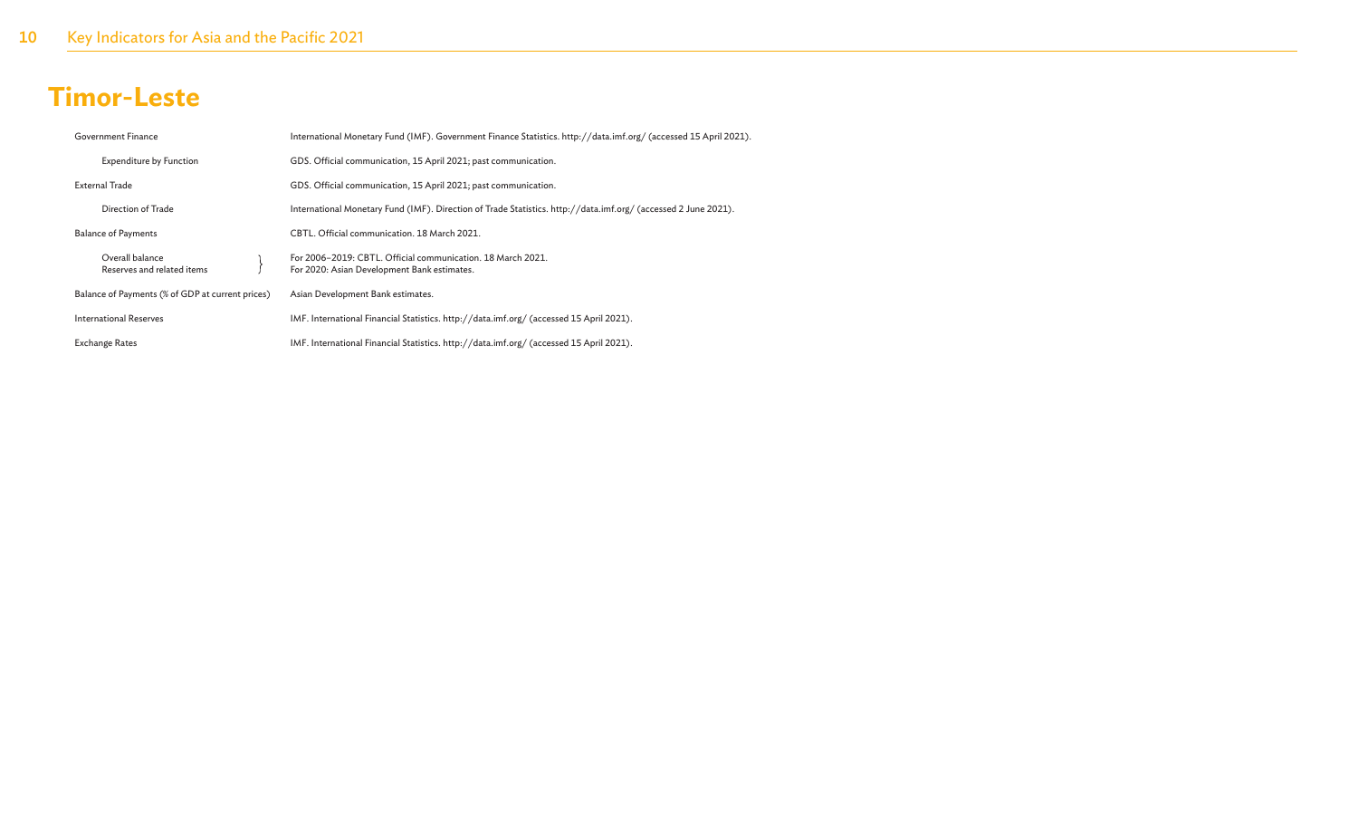# Timor-Leste

| | |
|---|---|
| Government Finance | International Monetary Fund (IMF). Government Finance Statistics. http://data.imf.org/ (accessed 15 April 2021). |
| Expenditure by Function | GDS. Official communication, 15 April 2021; past communication. |
| External Trade | GDS. Official communication, 15 April 2021; past communication. |
| Direction of Trade | International Monetary Fund (IMF). Direction of Trade Statistics. http://data.imf.org/ (accessed 2 June 2021). |
| Balance of Payments | CBTL. Official communication. 18 March 2021. |
| Overall balance<br>Reserves and related items | For 2006–2019: CBTL. Official communication. 18 March 2021.<br>For 2020: Asian Development Bank estimates. |
| Balance of Payments (% of GDP at current prices) | Asian Development Bank estimates. |
| International Reserves | IMF. International Financial Statistics. http://data.imf.org/ (accessed 15 April 2021). |
| Exchange Rates | IMF. International Financial Statistics. http://data.imf.org/ (accessed 15 April 2021). |